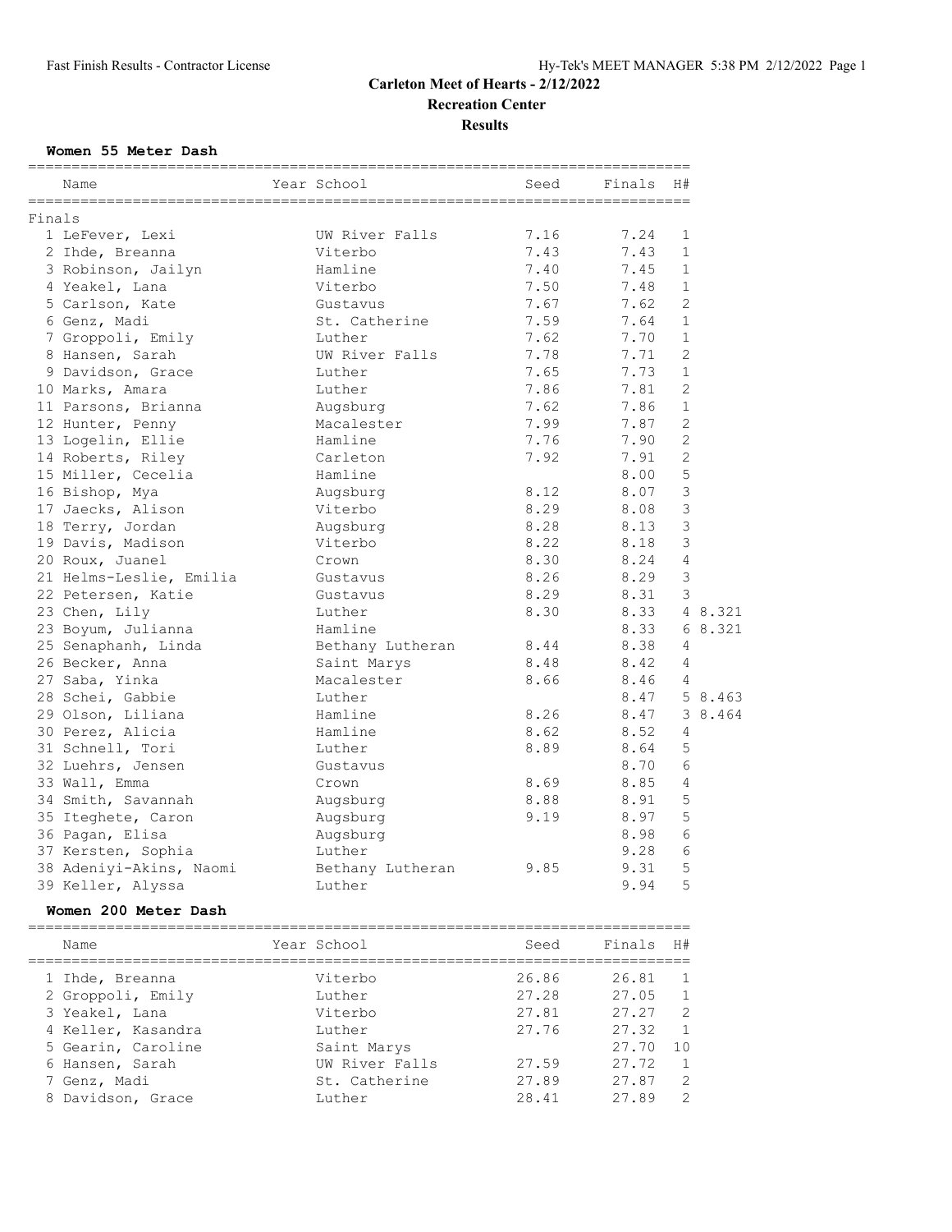# Carleton Meet of Hearts - 2/12/2022

**Recreation Center**

**Results**

### Women 55 Meter Dash

| | Name | Year | School | Seed | Finals | H# | |
|---|---|---|---|---|---|---|---|
| **Finals** | | | | | | | |
| 1 | LeFever, Lexi | | UW River Falls | 7.16 | 7.24 | 1 | |
| 2 | Ihde, Breanna | | Viterbo | 7.43 | 7.43 | 1 | |
| 3 | Robinson, Jailyn | | Hamline | 7.40 | 7.45 | 1 | |
| 4 | Yeakel, Lana | | Viterbo | 7.50 | 7.48 | 1 | |
| 5 | Carlson, Kate | | Gustavus | 7.67 | 7.62 | 2 | |
| 6 | Genz, Madi | | St. Catherine | 7.59 | 7.64 | 1 | |
| 7 | Groppoli, Emily | | Luther | 7.62 | 7.70 | 1 | |
| 8 | Hansen, Sarah | | UW River Falls | 7.78 | 7.71 | 2 | |
| 9 | Davidson, Grace | | Luther | 7.65 | 7.73 | 1 | |
| 10 | Marks, Amara | | Luther | 7.86 | 7.81 | 2 | |
| 11 | Parsons, Brianna | | Augsburg | 7.62 | 7.86 | 1 | |
| 12 | Hunter, Penny | | Macalester | 7.99 | 7.87 | 2 | |
| 13 | Logelin, Ellie | | Hamline | 7.76 | 7.90 | 2 | |
| 14 | Roberts, Riley | | Carleton | 7.92 | 7.91 | 2 | |
| 15 | Miller, Cecelia | | Hamline | | 8.00 | 5 | |
| 16 | Bishop, Mya | | Augsburg | 8.12 | 8.07 | 3 | |
| 17 | Jaecks, Alison | | Viterbo | 8.29 | 8.08 | 3 | |
| 18 | Terry, Jordan | | Augsburg | 8.28 | 8.13 | 3 | |
| 19 | Davis, Madison | | Viterbo | 8.22 | 8.18 | 3 | |
| 20 | Roux, Juanel | | Crown | 8.30 | 8.24 | 4 | |
| 21 | Helms-Leslie, Emilia | | Gustavus | 8.26 | 8.29 | 3 | |
| 22 | Petersen, Katie | | Gustavus | 8.29 | 8.31 | 3 | |
| 23 | Chen, Lily | | Luther | 8.30 | 8.33 | 4 | 8.321 |
| 23 | Boyum, Julianna | | Hamline | | 8.33 | 6 | 8.321 |
| 25 | Senaphanh, Linda | | Bethany Lutheran | 8.44 | 8.38 | 4 | |
| 26 | Becker, Anna | | Saint Marys | 8.48 | 8.42 | 4 | |
| 27 | Saba, Yinka | | Macalester | 8.66 | 8.46 | 4 | |
| 28 | Schei, Gabbie | | Luther | | 8.47 | 5 | 8.463 |
| 29 | Olson, Liliana | | Hamline | 8.26 | 8.47 | 3 | 8.464 |
| 30 | Perez, Alicia | | Hamline | 8.62 | 8.52 | 4 | |
| 31 | Schnell, Tori | | Luther | 8.89 | 8.64 | 5 | |
| 32 | Luehrs, Jensen | | Gustavus | | 8.70 | 6 | |
| 33 | Wall, Emma | | Crown | 8.69 | 8.85 | 4 | |
| 34 | Smith, Savannah | | Augsburg | 8.88 | 8.91 | 5 | |
| 35 | Iteghete, Caron | | Augsburg | 9.19 | 8.97 | 5 | |
| 36 | Pagan, Elisa | | Augsburg | | 8.98 | 6 | |
| 37 | Kersten, Sophia | | Luther | | 9.28 | 6 | |
| 38 | Adeniyi-Akins, Naomi | | Bethany Lutheran | 9.85 | 9.31 | 5 | |
| 39 | Keller, Alyssa | | Luther | | 9.94 | 5 | |

### Women 200 Meter Dash

| | Name | Year | School | Seed | Finals | H# |
|---|---|---|---|---|---|---|
| 1 | Ihde, Breanna | | Viterbo | 26.86 | 26.81 | 1 |
| 2 | Groppoli, Emily | | Luther | 27.28 | 27.05 | 1 |
| 3 | Yeakel, Lana | | Viterbo | 27.81 | 27.27 | 2 |
| 4 | Keller, Kasandra | | Luther | 27.76 | 27.32 | 1 |
| 5 | Gearin, Caroline | | Saint Marys | | 27.70 | 10 |
| 6 | Hansen, Sarah | | UW River Falls | 27.59 | 27.72 | 1 |
| 7 | Genz, Madi | | St. Catherine | 27.89 | 27.87 | 2 |
| 8 | Davidson, Grace | | Luther | 28.41 | 27.89 | 2 |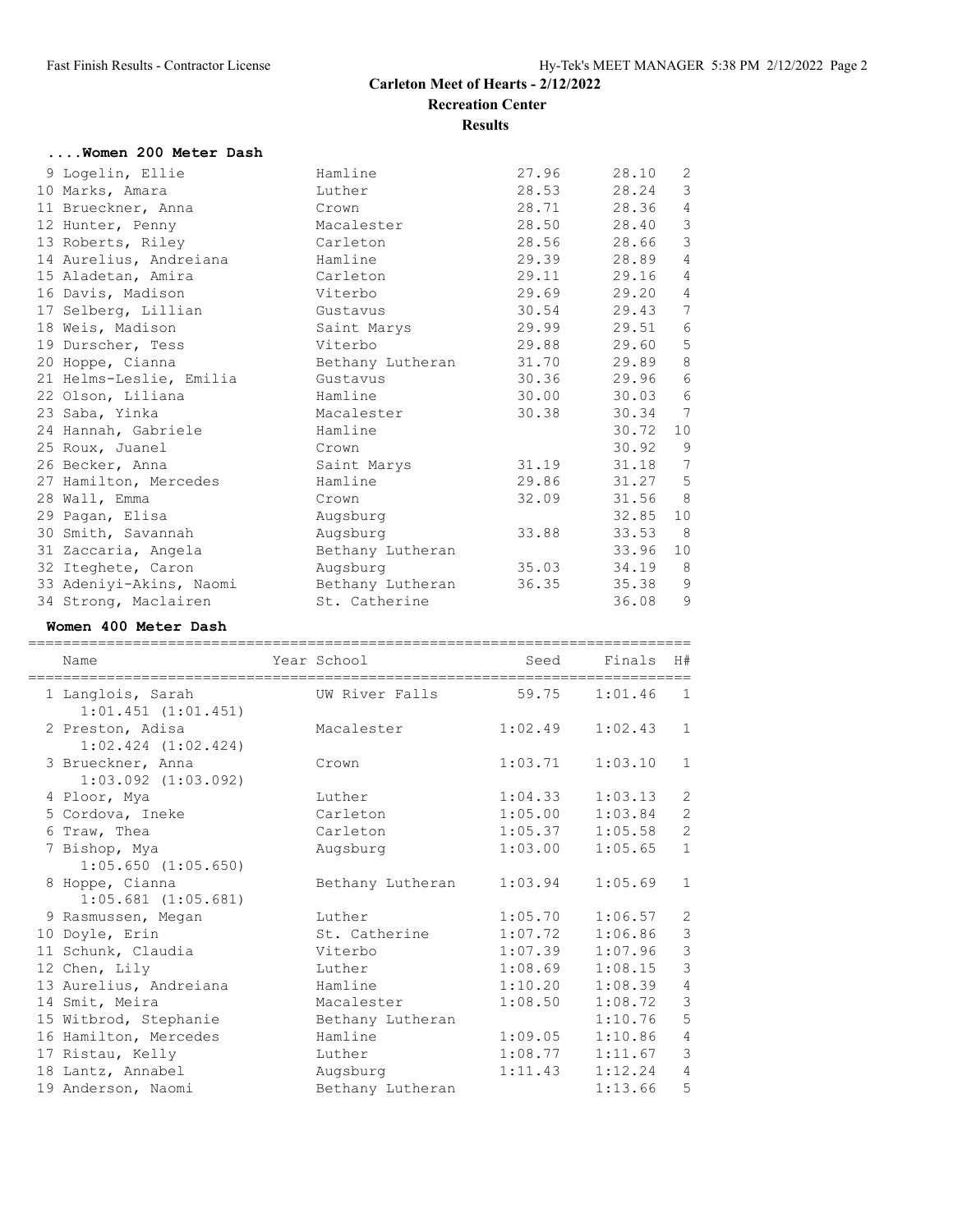# Carleton Meet of Hearts - 2/12/2022

**Recreation Center**

**Results**

### ....Women 200 Meter Dash

| Place | Name | Year | School | Seed | Finals | H# |
|---|---|---|---|---|---|---|
| 9 | Logelin, Ellie | | Hamline | 27.96 | 28.10 | 2 |
| 10 | Marks, Amara | | Luther | 28.53 | 28.24 | 3 |
| 11 | Brueckner, Anna | | Crown | 28.71 | 28.36 | 4 |
| 12 | Hunter, Penny | | Macalester | 28.50 | 28.40 | 3 |
| 13 | Roberts, Riley | | Carleton | 28.56 | 28.66 | 3 |
| 14 | Aurelius, Andreiana | | Hamline | 29.39 | 28.89 | 4 |
| 15 | Aladetan, Amira | | Carleton | 29.11 | 29.16 | 4 |
| 16 | Davis, Madison | | Viterbo | 29.69 | 29.20 | 4 |
| 17 | Selberg, Lillian | | Gustavus | 30.54 | 29.43 | 7 |
| 18 | Weis, Madison | | Saint Marys | 29.99 | 29.51 | 6 |
| 19 | Durscher, Tess | | Viterbo | 29.88 | 29.60 | 5 |
| 20 | Hoppe, Cianna | | Bethany Lutheran | 31.70 | 29.89 | 8 |
| 21 | Helms-Leslie, Emilia | | Gustavus | 30.36 | 29.96 | 6 |
| 22 | Olson, Liliana | | Hamline | 30.00 | 30.03 | 6 |
| 23 | Saba, Yinka | | Macalester | 30.38 | 30.34 | 7 |
| 24 | Hannah, Gabriele | | Hamline | | 30.72 | 10 |
| 25 | Roux, Juanel | | Crown | | 30.92 | 9 |
| 26 | Becker, Anna | | Saint Marys | 31.19 | 31.18 | 7 |
| 27 | Hamilton, Mercedes | | Hamline | 29.86 | 31.27 | 5 |
| 28 | Wall, Emma | | Crown | 32.09 | 31.56 | 8 |
| 29 | Pagan, Elisa | | Augsburg | | 32.85 | 10 |
| 30 | Smith, Savannah | | Augsburg | 33.88 | 33.53 | 8 |
| 31 | Zaccaria, Angela | | Bethany Lutheran | | 33.96 | 10 |
| 32 | Iteghete, Caron | | Augsburg | 35.03 | 34.19 | 8 |
| 33 | Adeniyi-Akins, Naomi | | Bethany Lutheran | 36.35 | 35.38 | 9 |
| 34 | Strong, Maclairen | | St. Catherine | | 36.08 | 9 |

### Women 400 Meter Dash

| Place | Name | Year | School | Seed | Finals | H# |
|---|---|---|---|---|---|---|
| 1 | Langlois, Sarah<br>1:01.451 (1:01.451) | | UW River Falls | 59.75 | 1:01.46 | 1 |
| 2 | Preston, Adisa<br>1:02.424 (1:02.424) | | Macalester | 1:02.49 | 1:02.43 | 1 |
| 3 | Brueckner, Anna<br>1:03.092 (1:03.092) | | Crown | 1:03.71 | 1:03.10 | 1 |
| 4 | Ploor, Mya | | Luther | 1:04.33 | 1:03.13 | 2 |
| 5 | Cordova, Ineke | | Carleton | 1:05.00 | 1:03.84 | 2 |
| 6 | Traw, Thea | | Carleton | 1:05.37 | 1:05.58 | 2 |
| 7 | Bishop, Mya<br>1:05.650 (1:05.650) | | Augsburg | 1:03.00 | 1:05.65 | 1 |
| 8 | Hoppe, Cianna<br>1:05.681 (1:05.681) | | Bethany Lutheran | 1:03.94 | 1:05.69 | 1 |
| 9 | Rasmussen, Megan | | Luther | 1:05.70 | 1:06.57 | 2 |
| 10 | Doyle, Erin | | St. Catherine | 1:07.72 | 1:06.86 | 3 |
| 11 | Schunk, Claudia | | Viterbo | 1:07.39 | 1:07.96 | 3 |
| 12 | Chen, Lily | | Luther | 1:08.69 | 1:08.15 | 3 |
| 13 | Aurelius, Andreiana | | Hamline | 1:10.20 | 1:08.39 | 4 |
| 14 | Smit, Meira | | Macalester | 1:08.50 | 1:08.72 | 3 |
| 15 | Witbrod, Stephanie | | Bethany Lutheran | | 1:10.76 | 5 |
| 16 | Hamilton, Mercedes | | Hamline | 1:09.05 | 1:10.86 | 4 |
| 17 | Ristau, Kelly | | Luther | 1:08.77 | 1:11.67 | 3 |
| 18 | Lantz, Annabel | | Augsburg | 1:11.43 | 1:12.24 | 4 |
| 19 | Anderson, Naomi | | Bethany Lutheran | | 1:13.66 | 5 |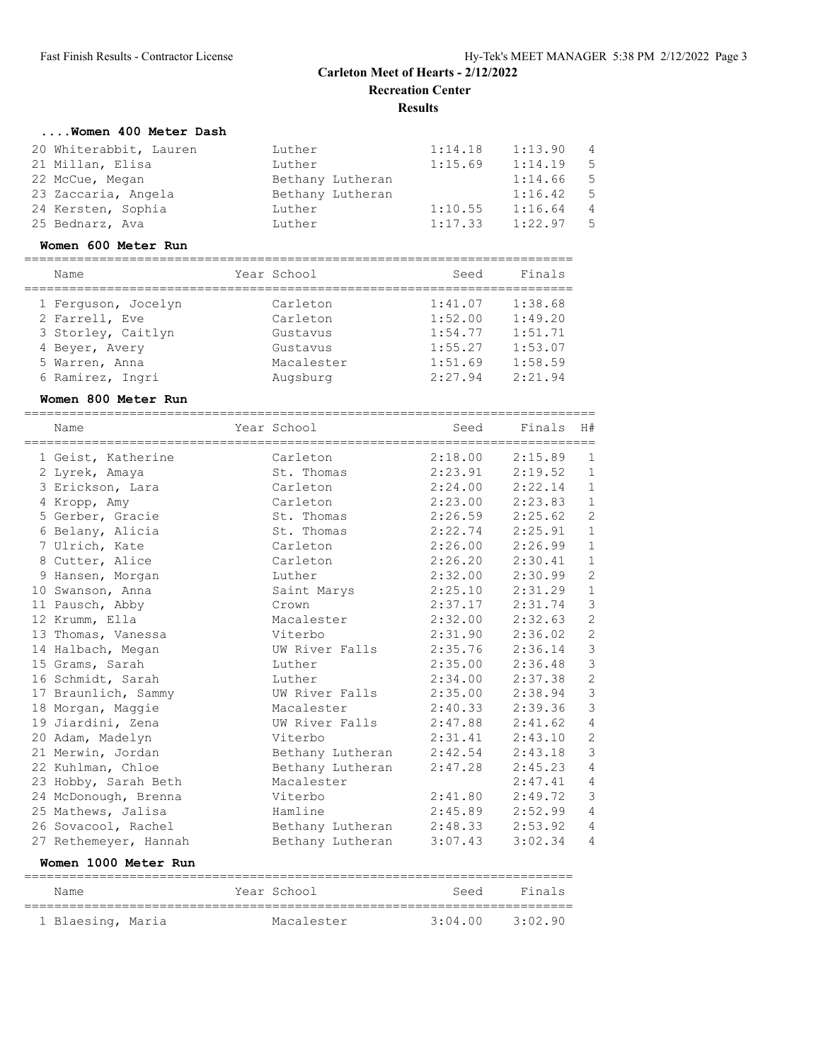# Carleton Meet of Hearts - 2/12/2022

## Recreation Center

### Results

**....Women 400 Meter Dash**

| Place | Name | Year | School | Seed | Finals | H# |
|---|---|---|---|---|---|---|
| 20 | Whiterabbit, Lauren | | Luther | 1:14.18 | 1:13.90 | 4 |
| 21 | Millan, Elisa | | Luther | 1:15.69 | 1:14.19 | 5 |
| 22 | McCue, Megan | | Bethany Lutheran | | 1:14.66 | 5 |
| 23 | Zaccaria, Angela | | Bethany Lutheran | | 1:16.42 | 5 |
| 24 | Kersten, Sophia | | Luther | 1:10.55 | 1:16.64 | 4 |
| 25 | Bednarz, Ava | | Luther | 1:17.33 | 1:22.97 | 5 |

**Women 600 Meter Run**

| Place | Name | Year | School | Seed | Finals |
|---|---|---|---|---|---|
| 1 | Ferguson, Jocelyn | | Carleton | 1:41.07 | 1:38.68 |
| 2 | Farrell, Eve | | Carleton | 1:52.00 | 1:49.20 |
| 3 | Storley, Caitlyn | | Gustavus | 1:54.77 | 1:51.71 |
| 4 | Beyer, Avery | | Gustavus | 1:55.27 | 1:53.07 |
| 5 | Warren, Anna | | Macalester | 1:51.69 | 1:58.59 |
| 6 | Ramirez, Ingri | | Augsburg | 2:27.94 | 2:21.94 |

**Women 800 Meter Run**

| Place | Name | Year | School | Seed | Finals | H# |
|---|---|---|---|---|---|---|
| 1 | Geist, Katherine | | Carleton | 2:18.00 | 2:15.89 | 1 |
| 2 | Lyrek, Amaya | | St. Thomas | 2:23.91 | 2:19.52 | 1 |
| 3 | Erickson, Lara | | Carleton | 2:24.00 | 2:22.14 | 1 |
| 4 | Kropp, Amy | | Carleton | 2:23.00 | 2:23.83 | 1 |
| 5 | Gerber, Gracie | | St. Thomas | 2:26.59 | 2:25.62 | 2 |
| 6 | Belany, Alicia | | St. Thomas | 2:22.74 | 2:25.91 | 1 |
| 7 | Ulrich, Kate | | Carleton | 2:26.00 | 2:26.99 | 1 |
| 8 | Cutter, Alice | | Carleton | 2:26.20 | 2:30.41 | 1 |
| 9 | Hansen, Morgan | | Luther | 2:32.00 | 2:30.99 | 2 |
| 10 | Swanson, Anna | | Saint Marys | 2:25.10 | 2:31.29 | 1 |
| 11 | Pausch, Abby | | Crown | 2:37.17 | 2:31.74 | 3 |
| 12 | Krumm, Ella | | Macalester | 2:32.00 | 2:32.63 | 2 |
| 13 | Thomas, Vanessa | | Viterbo | 2:31.90 | 2:36.02 | 2 |
| 14 | Halbach, Megan | | UW River Falls | 2:35.76 | 2:36.14 | 3 |
| 15 | Grams, Sarah | | Luther | 2:35.00 | 2:36.48 | 3 |
| 16 | Schmidt, Sarah | | Luther | 2:34.00 | 2:37.38 | 2 |
| 17 | Braunlich, Sammy | | UW River Falls | 2:35.00 | 2:38.94 | 3 |
| 18 | Morgan, Maggie | | Macalester | 2:40.33 | 2:39.36 | 3 |
| 19 | Jiardini, Zena | | UW River Falls | 2:47.88 | 2:41.62 | 4 |
| 20 | Adam, Madelyn | | Viterbo | 2:31.41 | 2:43.10 | 2 |
| 21 | Merwin, Jordan | | Bethany Lutheran | 2:42.54 | 2:43.18 | 3 |
| 22 | Kuhlman, Chloe | | Bethany Lutheran | 2:47.28 | 2:45.23 | 4 |
| 23 | Hobby, Sarah Beth | | Macalester | | 2:47.41 | 4 |
| 24 | McDonough, Brenna | | Viterbo | 2:41.80 | 2:49.72 | 3 |
| 25 | Mathews, Jalisa | | Hamline | 2:45.89 | 2:52.99 | 4 |
| 26 | Sovacool, Rachel | | Bethany Lutheran | 2:48.33 | 2:53.92 | 4 |
| 27 | Rethemeyer, Hannah | | Bethany Lutheran | 3:07.43 | 3:02.34 | 4 |

**Women 1000 Meter Run**

| Place | Name | Year | School | Seed | Finals |
|---|---|---|---|---|---|
| 1 | Blaesing, Maria | | Macalester | 3:04.00 | 3:02.90 |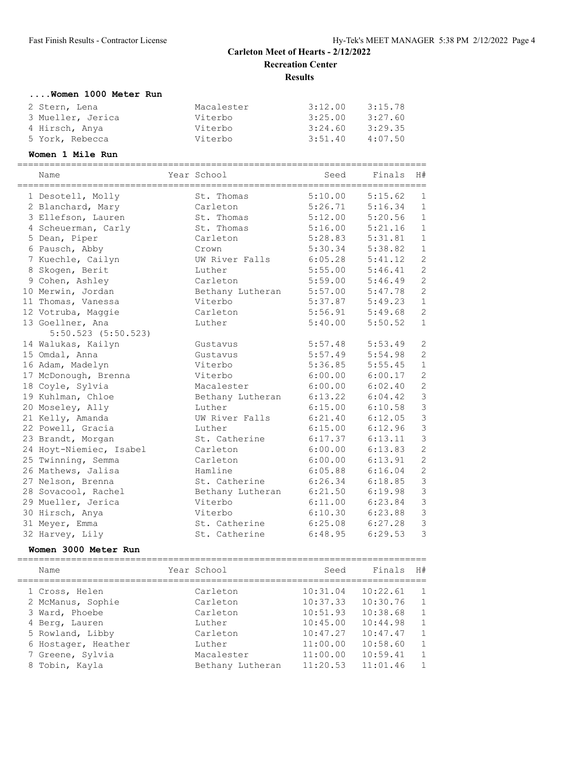Carleton Meet of Hearts - 2/12/2022

Recreation Center

Results

### ....Women 1000 Meter Run

| Place | Name | Year | School | Seed | Finals |
|---|---|---|---|---|---|
| 2 | Stern, Lena | | Macalester | 3:12.00 | 3:15.78 |
| 3 | Mueller, Jerica | | Viterbo | 3:25.00 | 3:27.60 |
| 4 | Hirsch, Anya | | Viterbo | 3:24.60 | 3:29.35 |
| 5 | York, Rebecca | | Viterbo | 3:51.40 | 4:07.50 |

### Women 1 Mile Run

| Place | Name | Year | School | Seed | Finals | H# |
|---|---|---|---|---|---|---|
| 1 | Desotell, Molly | | St. Thomas | 5:10.00 | 5:15.62 | 1 |
| 2 | Blanchard, Mary | | Carleton | 5:26.71 | 5:16.34 | 1 |
| 3 | Ellefson, Lauren | | St. Thomas | 5:12.00 | 5:20.56 | 1 |
| 4 | Scheuerman, Carly | | St. Thomas | 5:16.00 | 5:21.16 | 1 |
| 5 | Dean, Piper | | Carleton | 5:28.83 | 5:31.81 | 1 |
| 6 | Pausch, Abby | | Crown | 5:30.34 | 5:38.82 | 1 |
| 7 | Kuechle, Cailyn | | UW River Falls | 6:05.28 | 5:41.12 | 2 |
| 8 | Skogen, Berit | | Luther | 5:55.00 | 5:46.41 | 2 |
| 9 | Cohen, Ashley | | Carleton | 5:59.00 | 5:46.49 | 2 |
| 10 | Merwin, Jordan | | Bethany Lutheran | 5:57.00 | 5:47.78 | 2 |
| 11 | Thomas, Vanessa | | Viterbo | 5:37.87 | 5:49.23 | 1 |
| 12 | Votruba, Maggie | | Carleton | 5:56.91 | 5:49.68 | 2 |
| 13 | Goellner, Ana 5:50.523 (5:50.523) | | Luther | 5:40.00 | 5:50.52 | 1 |
| 14 | Walukas, Kailyn | | Gustavus | 5:57.48 | 5:53.49 | 2 |
| 15 | Omdal, Anna | | Gustavus | 5:57.49 | 5:54.98 | 2 |
| 16 | Adam, Madelyn | | Viterbo | 5:36.85 | 5:55.45 | 1 |
| 17 | McDonough, Brenna | | Viterbo | 6:00.00 | 6:00.17 | 2 |
| 18 | Coyle, Sylvia | | Macalester | 6:00.00 | 6:02.40 | 2 |
| 19 | Kuhlman, Chloe | | Bethany Lutheran | 6:13.22 | 6:04.42 | 3 |
| 20 | Moseley, Ally | | Luther | 6:15.00 | 6:10.58 | 3 |
| 21 | Kelly, Amanda | | UW River Falls | 6:21.40 | 6:12.05 | 3 |
| 22 | Powell, Gracia | | Luther | 6:15.00 | 6:12.96 | 3 |
| 23 | Brandt, Morgan | | St. Catherine | 6:17.37 | 6:13.11 | 3 |
| 24 | Hoyt-Niemiec, Isabel | | Carleton | 6:00.00 | 6:13.83 | 2 |
| 25 | Twinning, Semma | | Carleton | 6:00.00 | 6:13.91 | 2 |
| 26 | Mathews, Jalisa | | Hamline | 6:05.88 | 6:16.04 | 2 |
| 27 | Nelson, Brenna | | St. Catherine | 6:26.34 | 6:18.85 | 3 |
| 28 | Sovacool, Rachel | | Bethany Lutheran | 6:21.50 | 6:19.98 | 3 |
| 29 | Mueller, Jerica | | Viterbo | 6:11.00 | 6:23.84 | 3 |
| 30 | Hirsch, Anya | | Viterbo | 6:10.30 | 6:23.88 | 3 |
| 31 | Meyer, Emma | | St. Catherine | 6:25.08 | 6:27.28 | 3 |
| 32 | Harvey, Lily | | St. Catherine | 6:48.95 | 6:29.53 | 3 |

### Women 3000 Meter Run

| Place | Name | Year | School | Seed | Finals | H# |
|---|---|---|---|---|---|---|
| 1 | Cross, Helen | | Carleton | 10:31.04 | 10:22.61 | 1 |
| 2 | McManus, Sophie | | Carleton | 10:37.33 | 10:30.76 | 1 |
| 3 | Ward, Phoebe | | Carleton | 10:51.93 | 10:38.68 | 1 |
| 4 | Berg, Lauren | | Luther | 10:45.00 | 10:44.98 | 1 |
| 5 | Rowland, Libby | | Carleton | 10:47.27 | 10:47.47 | 1 |
| 6 | Hostager, Heather | | Luther | 11:00.00 | 10:58.60 | 1 |
| 7 | Greene, Sylvia | | Macalester | 11:00.00 | 10:59.41 | 1 |
| 8 | Tobin, Kayla | | Bethany Lutheran | 11:20.53 | 11:01.46 | 1 |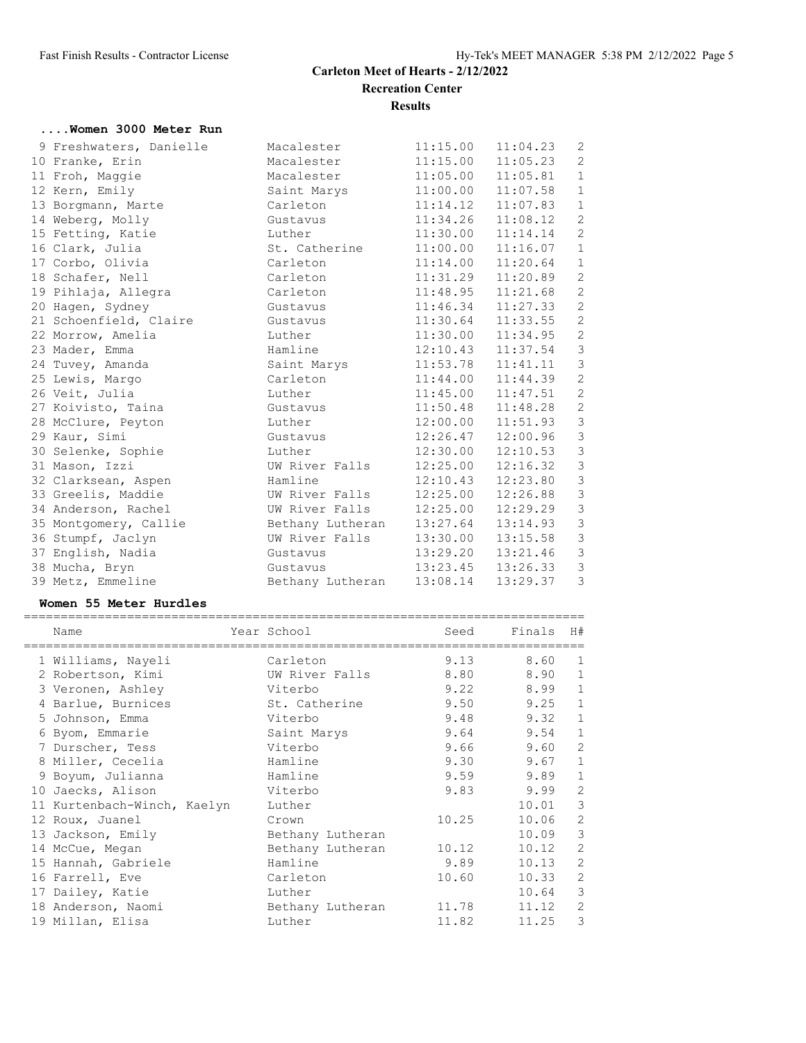# Carleton Meet of Hearts - 2/12/2022

**Recreation Center**

**Results**

### ....Women 3000 Meter Run

| Place | Name | Year | School | Seed | Finals | H# |
|---|---|---|---|---|---|---|
| 9 | Freshwaters, Danielle | | Macalester | 11:15.00 | 11:04.23 | 2 |
| 10 | Franke, Erin | | Macalester | 11:15.00 | 11:05.23 | 2 |
| 11 | Froh, Maggie | | Macalester | 11:05.00 | 11:05.81 | 1 |
| 12 | Kern, Emily | | Saint Marys | 11:00.00 | 11:07.58 | 1 |
| 13 | Borgmann, Marte | | Carleton | 11:14.12 | 11:07.83 | 1 |
| 14 | Weberg, Molly | | Gustavus | 11:34.26 | 11:08.12 | 2 |
| 15 | Fetting, Katie | | Luther | 11:30.00 | 11:14.14 | 2 |
| 16 | Clark, Julia | | St. Catherine | 11:00.00 | 11:16.07 | 1 |
| 17 | Corbo, Olivia | | Carleton | 11:14.00 | 11:20.64 | 1 |
| 18 | Schafer, Nell | | Carleton | 11:31.29 | 11:20.89 | 2 |
| 19 | Pihlaja, Allegra | | Carleton | 11:48.95 | 11:21.68 | 2 |
| 20 | Hagen, Sydney | | Gustavus | 11:46.34 | 11:27.33 | 2 |
| 21 | Schoenfield, Claire | | Gustavus | 11:30.64 | 11:33.55 | 2 |
| 22 | Morrow, Amelia | | Luther | 11:30.00 | 11:34.95 | 2 |
| 23 | Mader, Emma | | Hamline | 12:10.43 | 11:37.54 | 3 |
| 24 | Tuvey, Amanda | | Saint Marys | 11:53.78 | 11:41.11 | 3 |
| 25 | Lewis, Margo | | Carleton | 11:44.00 | 11:44.39 | 2 |
| 26 | Veit, Julia | | Luther | 11:45.00 | 11:47.51 | 2 |
| 27 | Koivisto, Taina | | Gustavus | 11:50.48 | 11:48.28 | 2 |
| 28 | McClure, Peyton | | Luther | 12:00.00 | 11:51.93 | 3 |
| 29 | Kaur, Simi | | Gustavus | 12:26.47 | 12:00.96 | 3 |
| 30 | Selenke, Sophie | | Luther | 12:30.00 | 12:10.53 | 3 |
| 31 | Mason, Izzi | | UW River Falls | 12:25.00 | 12:16.32 | 3 |
| 32 | Clarksean, Aspen | | Hamline | 12:10.43 | 12:23.80 | 3 |
| 33 | Greelis, Maddie | | UW River Falls | 12:25.00 | 12:26.88 | 3 |
| 34 | Anderson, Rachel | | UW River Falls | 12:25.00 | 12:29.29 | 3 |
| 35 | Montgomery, Callie | | Bethany Lutheran | 13:27.64 | 13:14.93 | 3 |
| 36 | Stumpf, Jaclyn | | UW River Falls | 13:30.00 | 13:15.58 | 3 |
| 37 | English, Nadia | | Gustavus | 13:29.20 | 13:21.46 | 3 |
| 38 | Mucha, Bryn | | Gustavus | 13:23.45 | 13:26.33 | 3 |
| 39 | Metz, Emmeline | | Bethany Lutheran | 13:08.14 | 13:29.37 | 3 |

### Women 55 Meter Hurdles

| Place | Name | Year | School | Seed | Finals | H# |
|---|---|---|---|---|---|---|
| 1 | Williams, Nayeli | | Carleton | 9.13 | 8.60 | 1 |
| 2 | Robertson, Kimi | | UW River Falls | 8.80 | 8.90 | 1 |
| 3 | Veronen, Ashley | | Viterbo | 9.22 | 8.99 | 1 |
| 4 | Barlue, Burnices | | St. Catherine | 9.50 | 9.25 | 1 |
| 5 | Johnson, Emma | | Viterbo | 9.48 | 9.32 | 1 |
| 6 | Byom, Emmarie | | Saint Marys | 9.64 | 9.54 | 1 |
| 7 | Durscher, Tess | | Viterbo | 9.66 | 9.60 | 2 |
| 8 | Miller, Cecelia | | Hamline | 9.30 | 9.67 | 1 |
| 9 | Boyum, Julianna | | Hamline | 9.59 | 9.89 | 1 |
| 10 | Jaecks, Alison | | Viterbo | 9.83 | 9.99 | 2 |
| 11 | Kurtenbach-Winch, Kaelyn | | Luther | | 10.01 | 3 |
| 12 | Roux, Juanel | | Crown | 10.25 | 10.06 | 2 |
| 13 | Jackson, Emily | | Bethany Lutheran | | 10.09 | 3 |
| 14 | McCue, Megan | | Bethany Lutheran | 10.12 | 10.12 | 2 |
| 15 | Hannah, Gabriele | | Hamline | 9.89 | 10.13 | 2 |
| 16 | Farrell, Eve | | Carleton | 10.60 | 10.33 | 2 |
| 17 | Dailey, Katie | | Luther | | 10.64 | 3 |
| 18 | Anderson, Naomi | | Bethany Lutheran | 11.78 | 11.12 | 2 |
| 19 | Millan, Elisa | | Luther | 11.82 | 11.25 | 3 |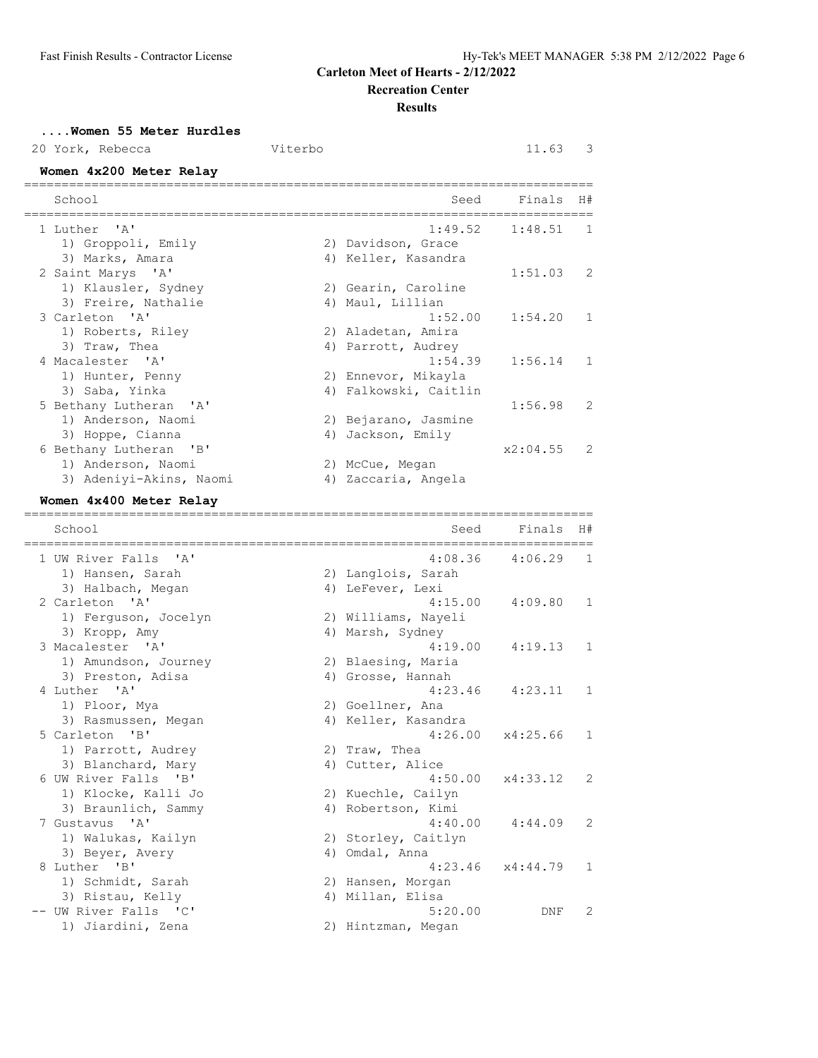**Carleton Meet of Hearts - 2/12/2022**

**Recreation Center**

**Results**

### ....Women 55 Meter Hurdles

| | Name | School | | Finals | H# |
|---|---|---|---|---|---|
| 20 | York, Rebecca | Viterbo | | 11.63 | 3 |

### Women 4x200 Meter Relay

| | School | | Seed | Finals | H# |
|---|---|---|---|---|---|
| 1 | Luther 'A' | | 1:49.52 | 1:48.51 | 1 |
| | 1) Groppoli, Emily | 2) Davidson, Grace | | | |
| | 3) Marks, Amara | 4) Keller, Kasandra | | | |
| 2 | Saint Marys 'A' | | | 1:51.03 | 2 |
| | 1) Klausler, Sydney | 2) Gearin, Caroline | | | |
| | 3) Freire, Nathalie | 4) Maul, Lillian | | | |
| 3 | Carleton 'A' | | 1:52.00 | 1:54.20 | 1 |
| | 1) Roberts, Riley | 2) Aladetan, Amira | | | |
| | 3) Traw, Thea | 4) Parrott, Audrey | | | |
| 4 | Macalester 'A' | | 1:54.39 | 1:56.14 | 1 |
| | 1) Hunter, Penny | 2) Ennevor, Mikayla | | | |
| | 3) Saba, Yinka | 4) Falkowski, Caitlin | | | |
| 5 | Bethany Lutheran 'A' | | | 1:56.98 | 2 |
| | 1) Anderson, Naomi | 2) Bejarano, Jasmine | | | |
| | 3) Hoppe, Cianna | 4) Jackson, Emily | | | |
| 6 | Bethany Lutheran 'B' | | | x2:04.55 | 2 |
| | 1) Anderson, Naomi | 2) McCue, Megan | | | |
| | 3) Adeniyi-Akins, Naomi | 4) Zaccaria, Angela | | | |

### Women 4x400 Meter Relay

| | School | | Seed | Finals | H# |
|---|---|---|---|---|---|
| 1 | UW River Falls 'A' | | 4:08.36 | 4:06.29 | 1 |
| | 1) Hansen, Sarah | 2) Langlois, Sarah | | | |
| | 3) Halbach, Megan | 4) LeFever, Lexi | | | |
| 2 | Carleton 'A' | | 4:15.00 | 4:09.80 | 1 |
| | 1) Ferguson, Jocelyn | 2) Williams, Nayeli | | | |
| | 3) Kropp, Amy | 4) Marsh, Sydney | | | |
| 3 | Macalester 'A' | | 4:19.00 | 4:19.13 | 1 |
| | 1) Amundson, Journey | 2) Blaesing, Maria | | | |
| | 3) Preston, Adisa | 4) Grosse, Hannah | | | |
| 4 | Luther 'A' | | 4:23.46 | 4:23.11 | 1 |
| | 1) Ploor, Mya | 2) Goellner, Ana | | | |
| | 3) Rasmussen, Megan | 4) Keller, Kasandra | | | |
| 5 | Carleton 'B' | | 4:26.00 | x4:25.66 | 1 |
| | 1) Parrott, Audrey | 2) Traw, Thea | | | |
| | 3) Blanchard, Mary | 4) Cutter, Alice | | | |
| 6 | UW River Falls 'B' | | 4:50.00 | x4:33.12 | 2 |
| | 1) Klocke, Kalli Jo | 2) Kuechle, Cailyn | | | |
| | 3) Braunlich, Sammy | 4) Robertson, Kimi | | | |
| 7 | Gustavus 'A' | | 4:40.00 | 4:44.09 | 2 |
| | 1) Walukas, Kailyn | 2) Storley, Caitlyn | | | |
| | 3) Beyer, Avery | 4) Omdal, Anna | | | |
| 8 | Luther 'B' | | 4:23.46 | x4:44.79 | 1 |
| | 1) Schmidt, Sarah | 2) Hansen, Morgan | | | |
| | 3) Ristau, Kelly | 4) Millan, Elisa | | | |
| -- | UW River Falls 'C' | | 5:20.00 | DNF | 2 |
| | 1) Jiardini, Zena | 2) Hintzman, Megan | | | |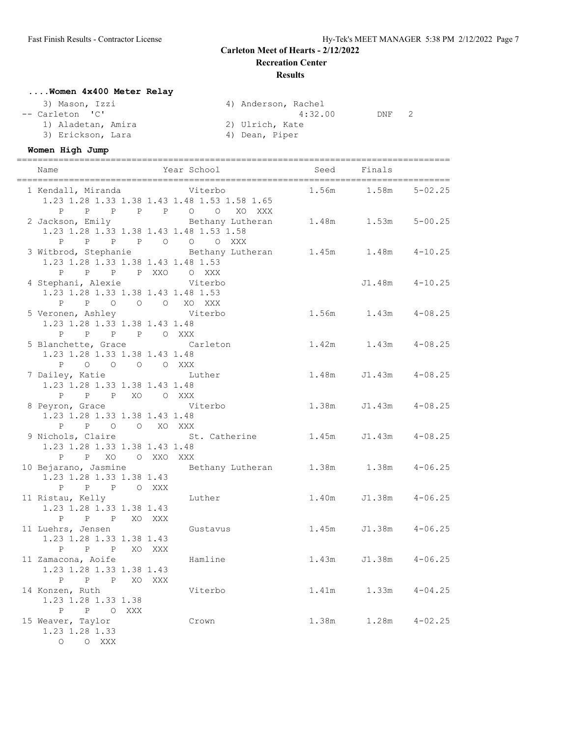# Carleton Meet of Hearts - 2/12/2022

## Recreation Center

### Results

#### ....Women 4x400 Meter Relay

```
   3) Mason, Izzi                      4) Anderson, Rachel
-- Carleton  'C'                                 4:32.00        DNF   2
   1) Aladetan, Amira                  2) Ulrich, Kate
   3) Erickson, Lara                   4) Dean, Piper
```

#### Women High Jump

```
====================================================================================
  Name                     Year School                 Seed     Finals
====================================================================================
  1 Kendall, Miranda            Viterbo                 1.56m      1.58m    5-02.25
     1.23 1.28 1.33 1.38 1.43 1.48 1.53 1.58 1.65
        P    P    P    P    P    O    O   XO  XXX
  2 Jackson, Emily              Bethany Lutheran        1.48m      1.53m    5-00.25
     1.23 1.28 1.33 1.38 1.43 1.48 1.53 1.58
        P    P    P    P    O    O    O  XXX
  3 Witbrod, Stephanie          Bethany Lutheran        1.45m      1.48m    4-10.25
     1.23 1.28 1.33 1.38 1.43 1.48 1.53
        P    P    P    P  XXO    O  XXX
  4 Stephani, Alexie            Viterbo                           J1.48m    4-10.25
     1.23 1.28 1.33 1.38 1.43 1.48 1.53
        P    P    O    O    O   XO  XXX
  5 Veronen, Ashley             Viterbo                 1.56m      1.43m    4-08.25
     1.23 1.28 1.33 1.38 1.43 1.48
        P    P    P    P    O  XXX
  5 Blanchette, Grace           Carleton                1.42m      1.43m    4-08.25
     1.23 1.28 1.33 1.38 1.43 1.48
        P    O    O    O    O  XXX
  7 Dailey, Katie               Luther                  1.48m     J1.43m    4-08.25
     1.23 1.28 1.33 1.38 1.43 1.48
        P    P    P   XO    O  XXX
  8 Peyron, Grace               Viterbo                 1.38m     J1.43m    4-08.25
     1.23 1.28 1.33 1.38 1.43 1.48
        P    P    O    O   XO  XXX
  9 Nichols, Claire             St. Catherine           1.45m     J1.43m    4-08.25
     1.23 1.28 1.33 1.38 1.43 1.48
        P    P   XO    O  XXO  XXX
 10 Bejarano, Jasmine           Bethany Lutheran        1.38m      1.38m    4-06.25
     1.23 1.28 1.33 1.38 1.43
        P    P    P    O  XXX
 11 Ristau, Kelly               Luther                  1.40m     J1.38m    4-06.25
     1.23 1.28 1.33 1.38 1.43
        P    P    P   XO  XXX
 11 Luehrs, Jensen              Gustavus                1.45m     J1.38m    4-06.25
     1.23 1.28 1.33 1.38 1.43
        P    P    P   XO  XXX
 11 Zamacona, Aoife             Hamline                 1.43m     J1.38m    4-06.25
     1.23 1.28 1.33 1.38 1.43
        P    P    P   XO  XXX
 14 Konzen, Ruth                Viterbo                 1.41m      1.33m    4-04.25
     1.23 1.28 1.33 1.38
        P    P    O  XXX
 15 Weaver, Taylor              Crown                   1.38m      1.28m    4-02.25
     1.23 1.28 1.33
        O    O  XXX
```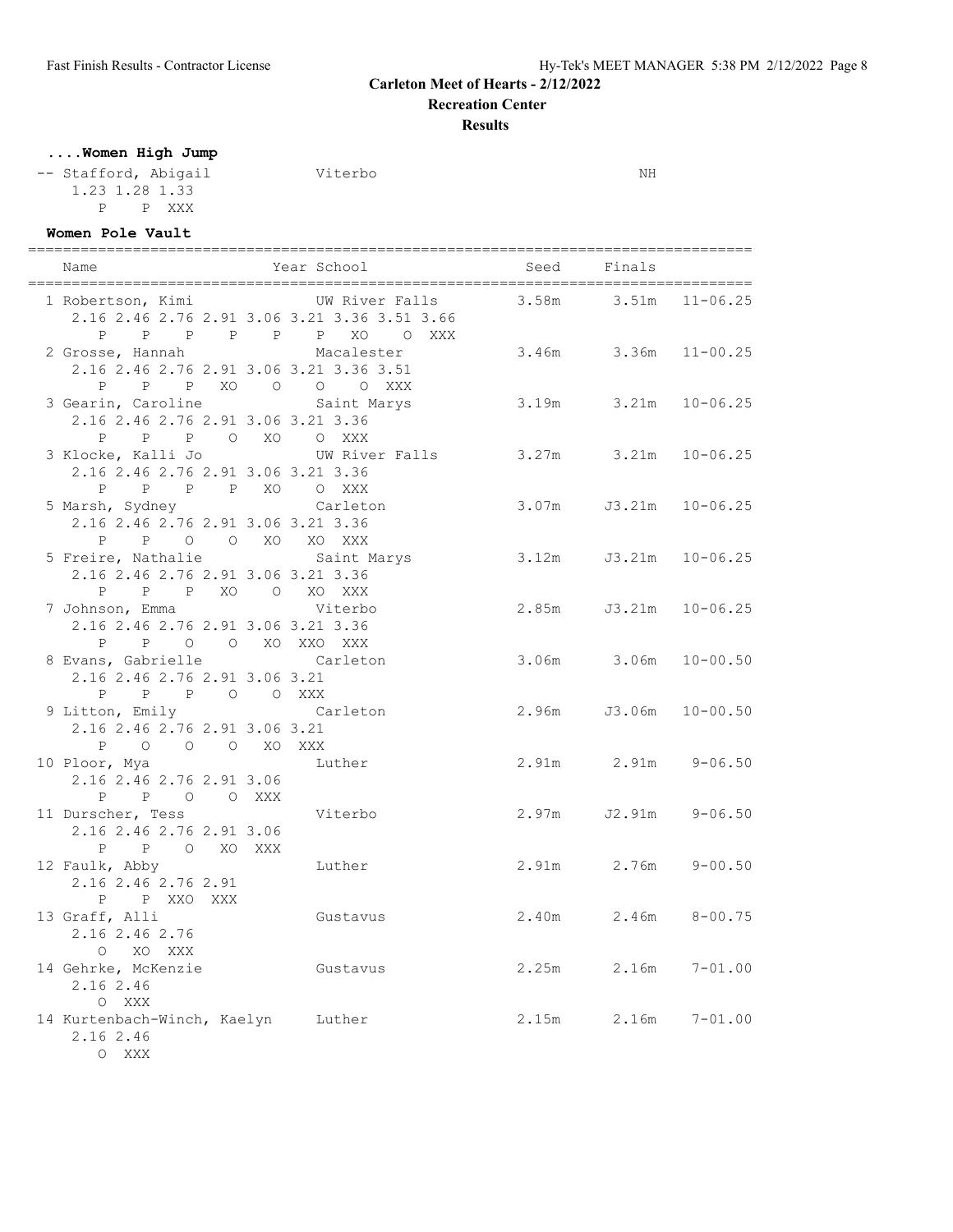Carleton Meet of Hearts - 2/12/2022

Recreation Center

**Results**

**....Women High Jump**

| Place | Name | School | Finals |
|---|---|---|---|
| -- | Stafford, Abigail | Viterbo | NH |

1.23 1.28 1.33
P P XXX

## Women Pole Vault

| Place | Name | Year | School | Seed | Finals | |
|---|---|---|---|---|---|---|
| 1 | Robertson, Kimi | | UW River Falls | 3.58m | 3.51m | 11-06.25 |
| | 2.16 2.46 2.76 2.91 3.06 3.21 3.36 3.51 3.66<br>P P P P P P XO O XXX | | | | | |
| 2 | Grosse, Hannah | | Macalester | 3.46m | 3.36m | 11-00.25 |
| | 2.16 2.46 2.76 2.91 3.06 3.21 3.36 3.51<br>P P P XO O O O XXX | | | | | |
| 3 | Gearin, Caroline | | Saint Marys | 3.19m | 3.21m | 10-06.25 |
| | 2.16 2.46 2.76 2.91 3.06 3.21 3.36<br>P P P O XO O XXX | | | | | |
| 3 | Klocke, Kalli Jo | | UW River Falls | 3.27m | 3.21m | 10-06.25 |
| | 2.16 2.46 2.76 2.91 3.06 3.21 3.36<br>P P P P XO O XXX | | | | | |
| 5 | Marsh, Sydney | | Carleton | 3.07m | J3.21m | 10-06.25 |
| | 2.16 2.46 2.76 2.91 3.06 3.21 3.36<br>P P O O XO XO XXX | | | | | |
| 5 | Freire, Nathalie | | Saint Marys | 3.12m | J3.21m | 10-06.25 |
| | 2.16 2.46 2.76 2.91 3.06 3.21 3.36<br>P P P XO O XO XXX | | | | | |
| 7 | Johnson, Emma | | Viterbo | 2.85m | J3.21m | 10-06.25 |
| | 2.16 2.46 2.76 2.91 3.06 3.21 3.36<br>P P O O XO XXO XXX | | | | | |
| 8 | Evans, Gabrielle | | Carleton | 3.06m | 3.06m | 10-00.50 |
| | 2.16 2.46 2.76 2.91 3.06 3.21<br>P P P O O XXX | | | | | |
| 9 | Litton, Emily | | Carleton | 2.96m | J3.06m | 10-00.50 |
| | 2.16 2.46 2.76 2.91 3.06 3.21<br>P O O O XO XXX | | | | | |
| 10 | Ploor, Mya | | Luther | 2.91m | 2.91m | 9-06.50 |
| | 2.16 2.46 2.76 2.91 3.06<br>P P O O XXX | | | | | |
| 11 | Durscher, Tess | | Viterbo | 2.97m | J2.91m | 9-06.50 |
| | 2.16 2.46 2.76 2.91 3.06<br>P P O XO XXX | | | | | |
| 12 | Faulk, Abby | | Luther | 2.91m | 2.76m | 9-00.50 |
| | 2.16 2.46 2.76 2.91<br>P P XXO XXX | | | | | |
| 13 | Graff, Alli | | Gustavus | 2.40m | 2.46m | 8-00.75 |
| | 2.16 2.46 2.76<br>O XO XXX | | | | | |
| 14 | Gehrke, McKenzie | | Gustavus | 2.25m | 2.16m | 7-01.00 |
| | 2.16 2.46<br>O XXX | | | | | |
| 14 | Kurtenbach-Winch, Kaelyn | | Luther | 2.15m | 2.16m | 7-01.00 |
| | 2.16 2.46<br>O XXX | | | | | |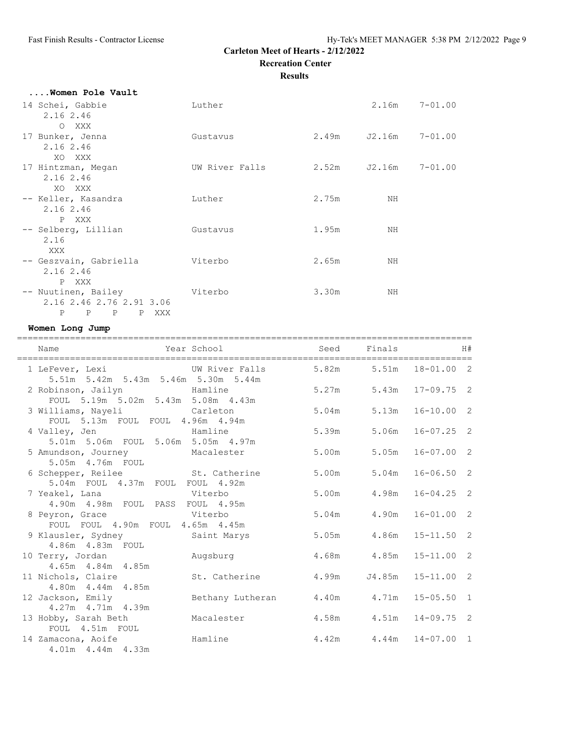## Carleton Meet of Hearts - 2/12/2022

### Recreation Center

### Results

#### ....Women Pole Vault

| Place | Name | School | Seed | Finals | |
|---|---|---|---|---|---|
| 14 | Schei, Gabbie | Luther | | 2.16m | 7-01.00 |
| | 2.16 2.46 | | | | |
| | O XXX | | | | |
| 17 | Bunker, Jenna | Gustavus | 2.49m | J2.16m | 7-01.00 |
| | 2.16 2.46 | | | | |
| | XO XXX | | | | |
| 17 | Hintzman, Megan | UW River Falls | 2.52m | J2.16m | 7-01.00 |
| | 2.16 2.46 | | | | |
| | XO XXX | | | | |
| -- | Keller, Kasandra | Luther | 2.75m | NH | |
| | 2.16 2.46 | | | | |
| | P XXX | | | | |
| -- | Selberg, Lillian | Gustavus | 1.95m | NH | |
| | 2.16 | | | | |
| | XXX | | | | |
| -- | Geszvain, Gabriella | Viterbo | 2.65m | NH | |
| | 2.16 2.46 | | | | |
| | P XXX | | | | |
| -- | Nuutinen, Bailey | Viterbo | 3.30m | NH | |
| | 2.16 2.46 2.76 2.91 3.06 | | | | |
| | P P P P XXX | | | | |

#### Women Long Jump

| Place | Name | Year | School | Seed | Finals | | H# |
|---|---|---|---|---|---|---|---|
| 1 | LeFever, Lexi | | UW River Falls | 5.82m | 5.51m | 18-01.00 | 2 |
| | 5.51m 5.42m 5.43m 5.46m 5.30m 5.44m | | | | | | |
| 2 | Robinson, Jailyn | | Hamline | 5.27m | 5.43m | 17-09.75 | 2 |
| | FOUL 5.19m 5.02m 5.43m 5.08m 4.43m | | | | | | |
| 3 | Williams, Nayeli | | Carleton | 5.04m | 5.13m | 16-10.00 | 2 |
| | FOUL 5.13m FOUL FOUL 4.96m 4.94m | | | | | | |
| 4 | Valley, Jen | | Hamline | 5.39m | 5.06m | 16-07.25 | 2 |
| | 5.01m 5.06m FOUL 5.06m 5.05m 4.97m | | | | | | |
| 5 | Amundson, Journey | | Macalester | 5.00m | 5.05m | 16-07.00 | 2 |
| | 5.05m 4.76m FOUL | | | | | | |
| 6 | Schepper, Reilee | | St. Catherine | 5.00m | 5.04m | 16-06.50 | 2 |
| | 5.04m FOUL 4.37m FOUL FOUL 4.92m | | | | | | |
| 7 | Yeakel, Lana | | Viterbo | 5.00m | 4.98m | 16-04.25 | 2 |
| | 4.90m 4.98m FOUL PASS FOUL 4.95m | | | | | | |
| 8 | Peyron, Grace | | Viterbo | 5.04m | 4.90m | 16-01.00 | 2 |
| | FOUL FOUL 4.90m FOUL 4.65m 4.45m | | | | | | |
| 9 | Klausler, Sydney | | Saint Marys | 5.05m | 4.86m | 15-11.50 | 2 |
| | 4.86m 4.83m FOUL | | | | | | |
| 10 | Terry, Jordan | | Augsburg | 4.68m | 4.85m | 15-11.00 | 2 |
| | 4.65m 4.84m 4.85m | | | | | | |
| 11 | Nichols, Claire | | St. Catherine | 4.99m | J4.85m | 15-11.00 | 2 |
| | 4.80m 4.44m 4.85m | | | | | | |
| 12 | Jackson, Emily | | Bethany Lutheran | 4.40m | 4.71m | 15-05.50 | 1 |
| | 4.27m 4.71m 4.39m | | | | | | |
| 13 | Hobby, Sarah Beth | | Macalester | 4.58m | 4.51m | 14-09.75 | 2 |
| | FOUL 4.51m FOUL | | | | | | |
| 14 | Zamacona, Aoife | | Hamline | 4.42m | 4.44m | 14-07.00 | 1 |
| | 4.01m 4.44m 4.33m | | | | | | |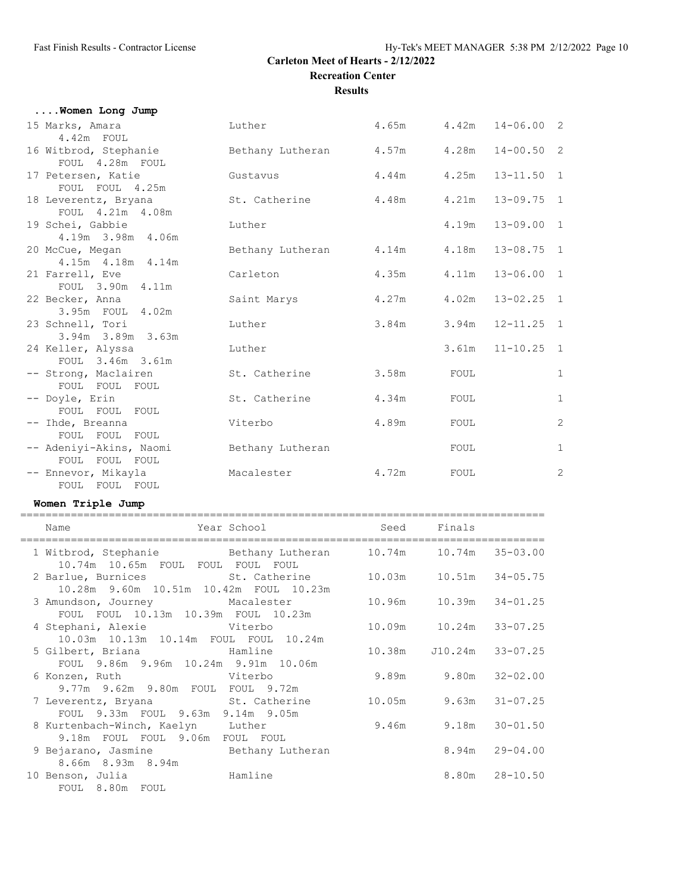## Carleton Meet of Hearts - 2/12/2022

### Recreation Center

### Results

#### ....Women Long Jump

| Place | Name | School | Seed | Finals | | Flight |
|---|---|---|---|---|---|---|
| 15 | Marks, Amara | Luther | 4.65m | 4.42m | 14-06.00 | 2 |
| | 4.42m FOUL | | | | | |
| 16 | Witbrod, Stephanie | Bethany Lutheran | 4.57m | 4.28m | 14-00.50 | 2 |
| | FOUL 4.28m FOUL | | | | | |
| 17 | Petersen, Katie | Gustavus | 4.44m | 4.25m | 13-11.50 | 1 |
| | FOUL FOUL 4.25m | | | | | |
| 18 | Leverentz, Bryana | St. Catherine | 4.48m | 4.21m | 13-09.75 | 1 |
| | FOUL 4.21m 4.08m | | | | | |
| 19 | Schei, Gabbie | Luther | | 4.19m | 13-09.00 | 1 |
| | 4.19m 3.98m 4.06m | | | | | |
| 20 | McCue, Megan | Bethany Lutheran | 4.14m | 4.18m | 13-08.75 | 1 |
| | 4.15m 4.18m 4.14m | | | | | |
| 21 | Farrell, Eve | Carleton | 4.35m | 4.11m | 13-06.00 | 1 |
| | FOUL 3.90m 4.11m | | | | | |
| 22 | Becker, Anna | Saint Marys | 4.27m | 4.02m | 13-02.25 | 1 |
| | 3.95m FOUL 4.02m | | | | | |
| 23 | Schnell, Tori | Luther | 3.84m | 3.94m | 12-11.25 | 1 |
| | 3.94m 3.89m 3.63m | | | | | |
| 24 | Keller, Alyssa | Luther | | 3.61m | 11-10.25 | 1 |
| | FOUL 3.46m 3.61m | | | | | |
| -- | Strong, Maclairen | St. Catherine | 3.58m | FOUL | | 1 |
| | FOUL FOUL FOUL | | | | | |
| -- | Doyle, Erin | St. Catherine | 4.34m | FOUL | | 1 |
| | FOUL FOUL FOUL | | | | | |
| -- | Ihde, Breanna | Viterbo | 4.89m | FOUL | | 2 |
| | FOUL FOUL FOUL | | | | | |
| -- | Adeniyi-Akins, Naomi | Bethany Lutheran | | FOUL | | 1 |
| | FOUL FOUL FOUL | | | | | |
| -- | Ennevor, Mikayla | Macalester | 4.72m | FOUL | | 2 |
| | FOUL FOUL FOUL | | | | | |

#### Women Triple Jump

| Place | Name | Year School | Seed | Finals | |
|---|---|---|---|---|---|
| 1 | Witbrod, Stephanie | Bethany Lutheran | 10.74m | 10.74m | 35-03.00 |
| | 10.74m 10.65m FOUL FOUL FOUL FOUL | | | | |
| 2 | Barlue, Burnices | St. Catherine | 10.03m | 10.51m | 34-05.75 |
| | 10.28m 9.60m 10.51m 10.42m FOUL 10.23m | | | | |
| 3 | Amundson, Journey | Macalester | 10.96m | 10.39m | 34-01.25 |
| | FOUL FOUL 10.13m 10.39m FOUL 10.23m | | | | |
| 4 | Stephani, Alexie | Viterbo | 10.09m | 10.24m | 33-07.25 |
| | 10.03m 10.13m 10.14m FOUL FOUL 10.24m | | | | |
| 5 | Gilbert, Briana | Hamline | 10.38m | J10.24m | 33-07.25 |
| | FOUL 9.86m 9.96m 10.24m 9.91m 10.06m | | | | |
| 6 | Konzen, Ruth | Viterbo | 9.89m | 9.80m | 32-02.00 |
| | 9.77m 9.62m 9.80m FOUL FOUL 9.72m | | | | |
| 7 | Leverentz, Bryana | St. Catherine | 10.05m | 9.63m | 31-07.25 |
| | FOUL 9.33m FOUL 9.63m 9.14m 9.05m | | | | |
| 8 | Kurtenbach-Winch, Kaelyn | Luther | 9.46m | 9.18m | 30-01.50 |
| | 9.18m FOUL FOUL 9.06m FOUL FOUL | | | | |
| 9 | Bejarano, Jasmine | Bethany Lutheran | | 8.94m | 29-04.00 |
| | 8.66m 8.93m 8.94m | | | | |
| 10 | Benson, Julia | Hamline | | 8.80m | 28-10.50 |
| | FOUL 8.80m FOUL | | | | |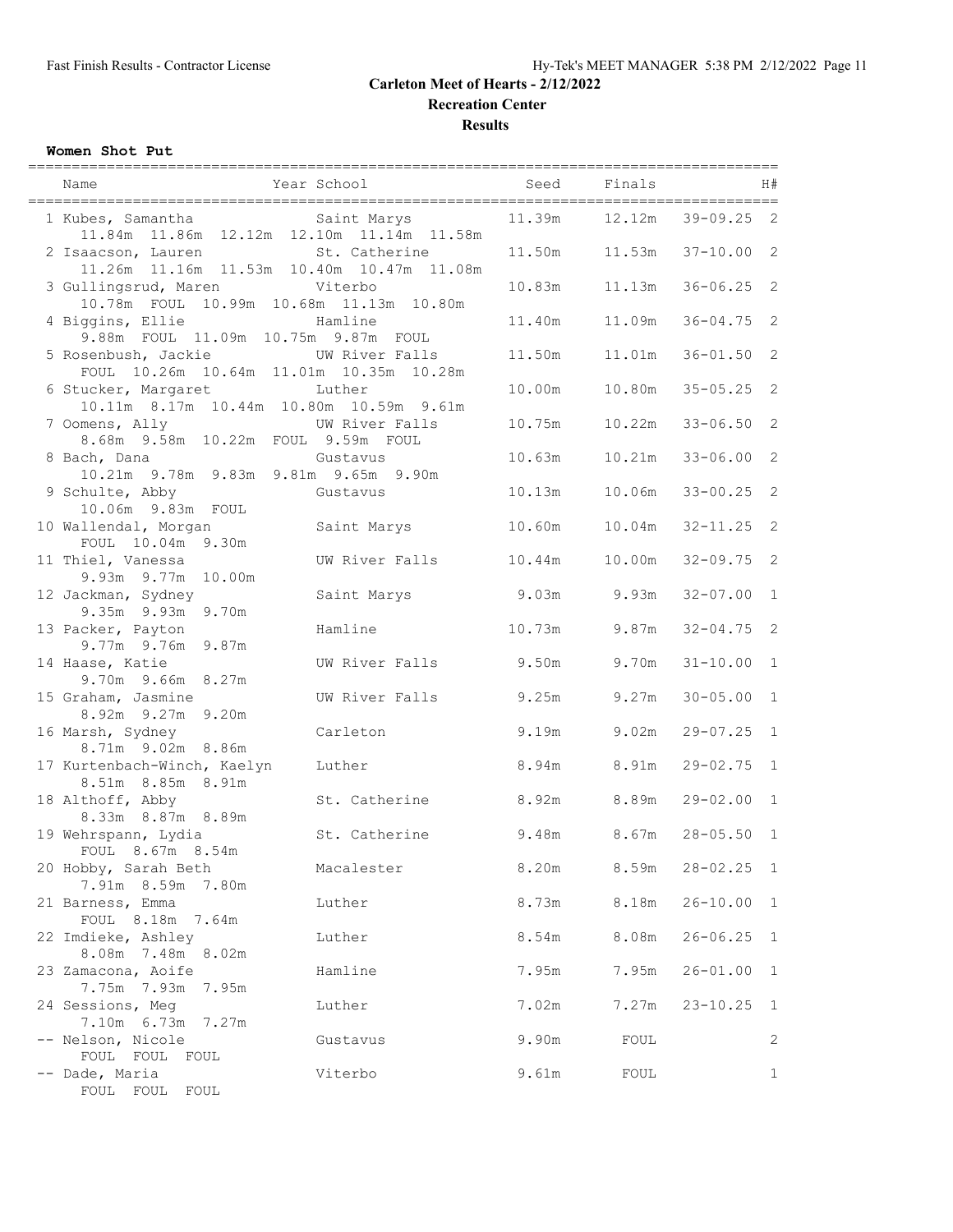# Carleton Meet of Hearts - 2/12/2022

## Recreation Center

## Results

**Women Shot Put**

| Name | Year School | Seed | Finals | | H# |
|---|---|---|---|---|---|
| 1 Kubes, Samantha | Saint Marys | 11.39m | 12.12m | 39-09.25 | 2 |
| 11.84m 11.86m 12.12m 12.10m 11.14m 11.58m | | | | | |
| 2 Isaacson, Lauren | St. Catherine | 11.50m | 11.53m | 37-10.00 | 2 |
| 11.26m 11.16m 11.53m 10.40m 10.47m 11.08m | | | | | |
| 3 Gullingsrud, Maren | Viterbo | 10.83m | 11.13m | 36-06.25 | 2 |
| 10.78m FOUL 10.99m 10.68m 11.13m 10.80m | | | | | |
| 4 Biggins, Ellie | Hamline | 11.40m | 11.09m | 36-04.75 | 2 |
| 9.88m FOUL 11.09m 10.75m 9.87m FOUL | | | | | |
| 5 Rosenbush, Jackie | UW River Falls | 11.50m | 11.01m | 36-01.50 | 2 |
| FOUL 10.26m 10.64m 11.01m 10.35m 10.28m | | | | | |
| 6 Stucker, Margaret | Luther | 10.00m | 10.80m | 35-05.25 | 2 |
| 10.11m 8.17m 10.44m 10.80m 10.59m 9.61m | | | | | |
| 7 Oomens, Ally | UW River Falls | 10.75m | 10.22m | 33-06.50 | 2 |
| 8.68m 9.58m 10.22m FOUL 9.59m FOUL | | | | | |
| 8 Bach, Dana | Gustavus | 10.63m | 10.21m | 33-06.00 | 2 |
| 10.21m 9.78m 9.83m 9.81m 9.65m 9.90m | | | | | |
| 9 Schulte, Abby | Gustavus | 10.13m | 10.06m | 33-00.25 | 2 |
| 10.06m 9.83m FOUL | | | | | |
| 10 Wallendal, Morgan | Saint Marys | 10.60m | 10.04m | 32-11.25 | 2 |
| FOUL 10.04m 9.30m | | | | | |
| 11 Thiel, Vanessa | UW River Falls | 10.44m | 10.00m | 32-09.75 | 2 |
| 9.93m 9.77m 10.00m | | | | | |
| 12 Jackman, Sydney | Saint Marys | 9.03m | 9.93m | 32-07.00 | 1 |
| 9.35m 9.93m 9.70m | | | | | |
| 13 Packer, Payton | Hamline | 10.73m | 9.87m | 32-04.75 | 2 |
| 9.77m 9.76m 9.87m | | | | | |
| 14 Haase, Katie | UW River Falls | 9.50m | 9.70m | 31-10.00 | 1 |
| 9.70m 9.66m 8.27m | | | | | |
| 15 Graham, Jasmine | UW River Falls | 9.25m | 9.27m | 30-05.00 | 1 |
| 8.92m 9.27m 9.20m | | | | | |
| 16 Marsh, Sydney | Carleton | 9.19m | 9.02m | 29-07.25 | 1 |
| 8.71m 9.02m 8.86m | | | | | |
| 17 Kurtenbach-Winch, Kaelyn | Luther | 8.94m | 8.91m | 29-02.75 | 1 |
| 8.51m 8.85m 8.91m | | | | | |
| 18 Althoff, Abby | St. Catherine | 8.92m | 8.89m | 29-02.00 | 1 |
| 8.33m 8.87m 8.89m | | | | | |
| 19 Wehrspann, Lydia | St. Catherine | 9.48m | 8.67m | 28-05.50 | 1 |
| FOUL 8.67m 8.54m | | | | | |
| 20 Hobby, Sarah Beth | Macalester | 8.20m | 8.59m | 28-02.25 | 1 |
| 7.91m 8.59m 7.80m | | | | | |
| 21 Barness, Emma | Luther | 8.73m | 8.18m | 26-10.00 | 1 |
| FOUL 8.18m 7.64m | | | | | |
| 22 Imdieke, Ashley | Luther | 8.54m | 8.08m | 26-06.25 | 1 |
| 8.08m 7.48m 8.02m | | | | | |
| 23 Zamacona, Aoife | Hamline | 7.95m | 7.95m | 26-01.00 | 1 |
| 7.75m 7.93m 7.95m | | | | | |
| 24 Sessions, Meg | Luther | 7.02m | 7.27m | 23-10.25 | 1 |
| 7.10m 6.73m 7.27m | | | | | |
| -- Nelson, Nicole | Gustavus | 9.90m | FOUL | | 2 |
| FOUL FOUL FOUL | | | | | |
| -- Dade, Maria | Viterbo | 9.61m | FOUL | | 1 |
| FOUL FOUL FOUL | | | | | |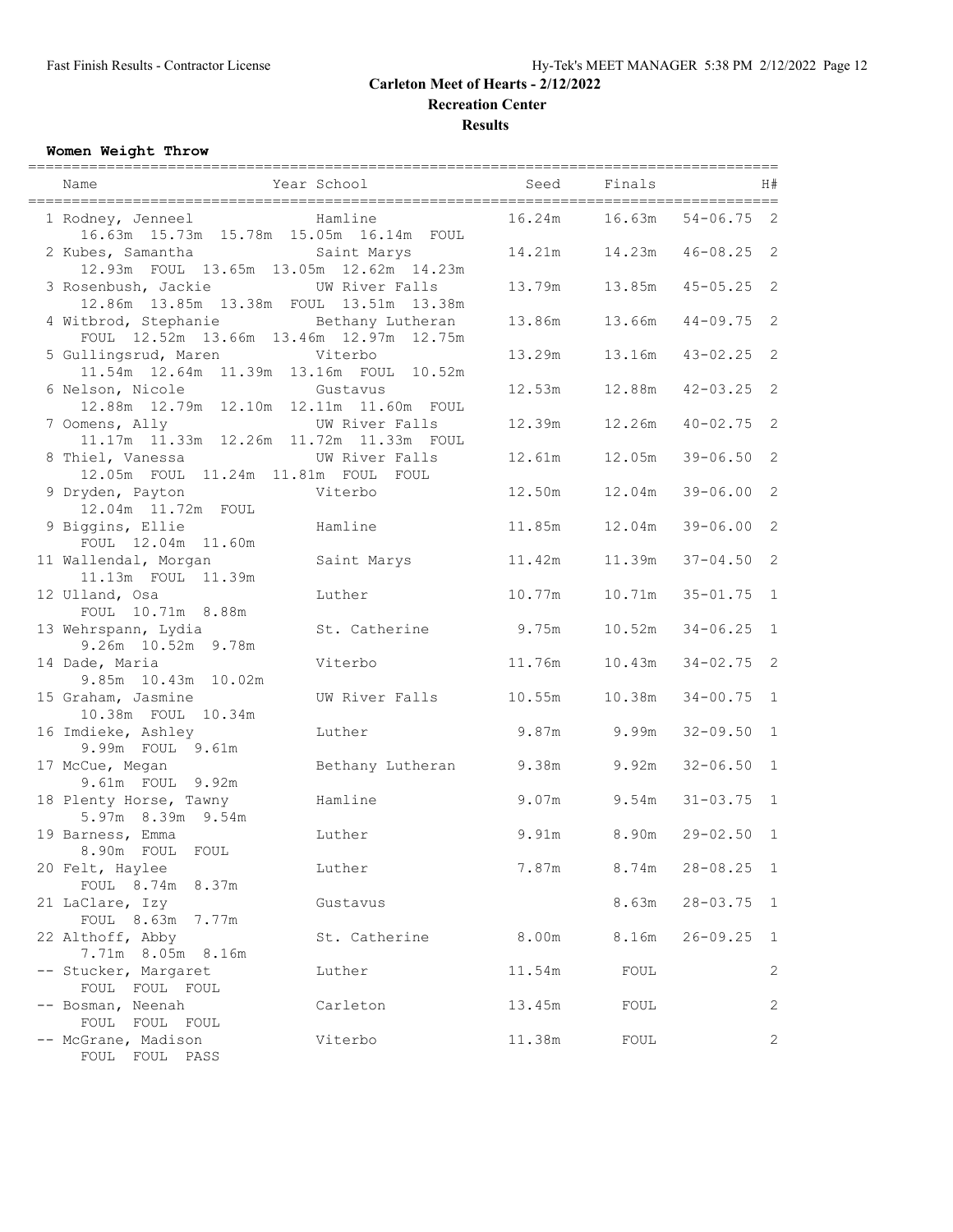# Carleton Meet of Hearts - 2/12/2022

**Recreation Center**

**Results**

### Women Weight Throw

| Name | Year School | Seed | Finals | | H# |
|---|---|---|---|---|---|
| 1 Rodney, Jenneel | Hamline | 16.24m | 16.63m | 54-06.75 | 2 |
| 16.63m 15.73m 15.78m 15.05m 16.14m FOUL | | | | | |
| 2 Kubes, Samantha | Saint Marys | 14.21m | 14.23m | 46-08.25 | 2 |
| 12.93m FOUL 13.65m 13.05m 12.62m 14.23m | | | | | |
| 3 Rosenbush, Jackie | UW River Falls | 13.79m | 13.85m | 45-05.25 | 2 |
| 12.86m 13.85m 13.38m FOUL 13.51m 13.38m | | | | | |
| 4 Witbrod, Stephanie | Bethany Lutheran | 13.86m | 13.66m | 44-09.75 | 2 |
| FOUL 12.52m 13.66m 13.46m 12.97m 12.75m | | | | | |
| 5 Gullingsrud, Maren | Viterbo | 13.29m | 13.16m | 43-02.25 | 2 |
| 11.54m 12.64m 11.39m 13.16m FOUL 10.52m | | | | | |
| 6 Nelson, Nicole | Gustavus | 12.53m | 12.88m | 42-03.25 | 2 |
| 12.88m 12.79m 12.10m 12.11m 11.60m FOUL | | | | | |
| 7 Oomens, Ally | UW River Falls | 12.39m | 12.26m | 40-02.75 | 2 |
| 11.17m 11.33m 12.26m 11.72m 11.33m FOUL | | | | | |
| 8 Thiel, Vanessa | UW River Falls | 12.61m | 12.05m | 39-06.50 | 2 |
| 12.05m FOUL 11.24m 11.81m FOUL FOUL | | | | | |
| 9 Dryden, Payton | Viterbo | 12.50m | 12.04m | 39-06.00 | 2 |
| 12.04m 11.72m FOUL | | | | | |
| 9 Biggins, Ellie | Hamline | 11.85m | 12.04m | 39-06.00 | 2 |
| FOUL 12.04m 11.60m | | | | | |
| 11 Wallendal, Morgan | Saint Marys | 11.42m | 11.39m | 37-04.50 | 2 |
| 11.13m FOUL 11.39m | | | | | |
| 12 Ulland, Osa | Luther | 10.77m | 10.71m | 35-01.75 | 1 |
| FOUL 10.71m 8.88m | | | | | |
| 13 Wehrspann, Lydia | St. Catherine | 9.75m | 10.52m | 34-06.25 | 1 |
| 9.26m 10.52m 9.78m | | | | | |
| 14 Dade, Maria | Viterbo | 11.76m | 10.43m | 34-02.75 | 2 |
| 9.85m 10.43m 10.02m | | | | | |
| 15 Graham, Jasmine | UW River Falls | 10.55m | 10.38m | 34-00.75 | 1 |
| 10.38m FOUL 10.34m | | | | | |
| 16 Imdieke, Ashley | Luther | 9.87m | 9.99m | 32-09.50 | 1 |
| 9.99m FOUL 9.61m | | | | | |
| 17 McCue, Megan | Bethany Lutheran | 9.38m | 9.92m | 32-06.50 | 1 |
| 9.61m FOUL 9.92m | | | | | |
| 18 Plenty Horse, Tawny | Hamline | 9.07m | 9.54m | 31-03.75 | 1 |
| 5.97m 8.39m 9.54m | | | | | |
| 19 Barness, Emma | Luther | 9.91m | 8.90m | 29-02.50 | 1 |
| 8.90m FOUL FOUL | | | | | |
| 20 Felt, Haylee | Luther | 7.87m | 8.74m | 28-08.25 | 1 |
| FOUL 8.74m 8.37m | | | | | |
| 21 LaClare, Izy | Gustavus | | 8.63m | 28-03.75 | 1 |
| FOUL 8.63m 7.77m | | | | | |
| 22 Althoff, Abby | St. Catherine | 8.00m | 8.16m | 26-09.25 | 1 |
| 7.71m 8.05m 8.16m | | | | | |
| -- Stucker, Margaret | Luther | 11.54m | FOUL | | 2 |
| FOUL FOUL FOUL | | | | | |
| -- Bosman, Neenah | Carleton | 13.45m | FOUL | | 2 |
| FOUL FOUL FOUL | | | | | |
| -- McGrane, Madison | Viterbo | 11.38m | FOUL | | 2 |
| FOUL FOUL PASS | | | | | |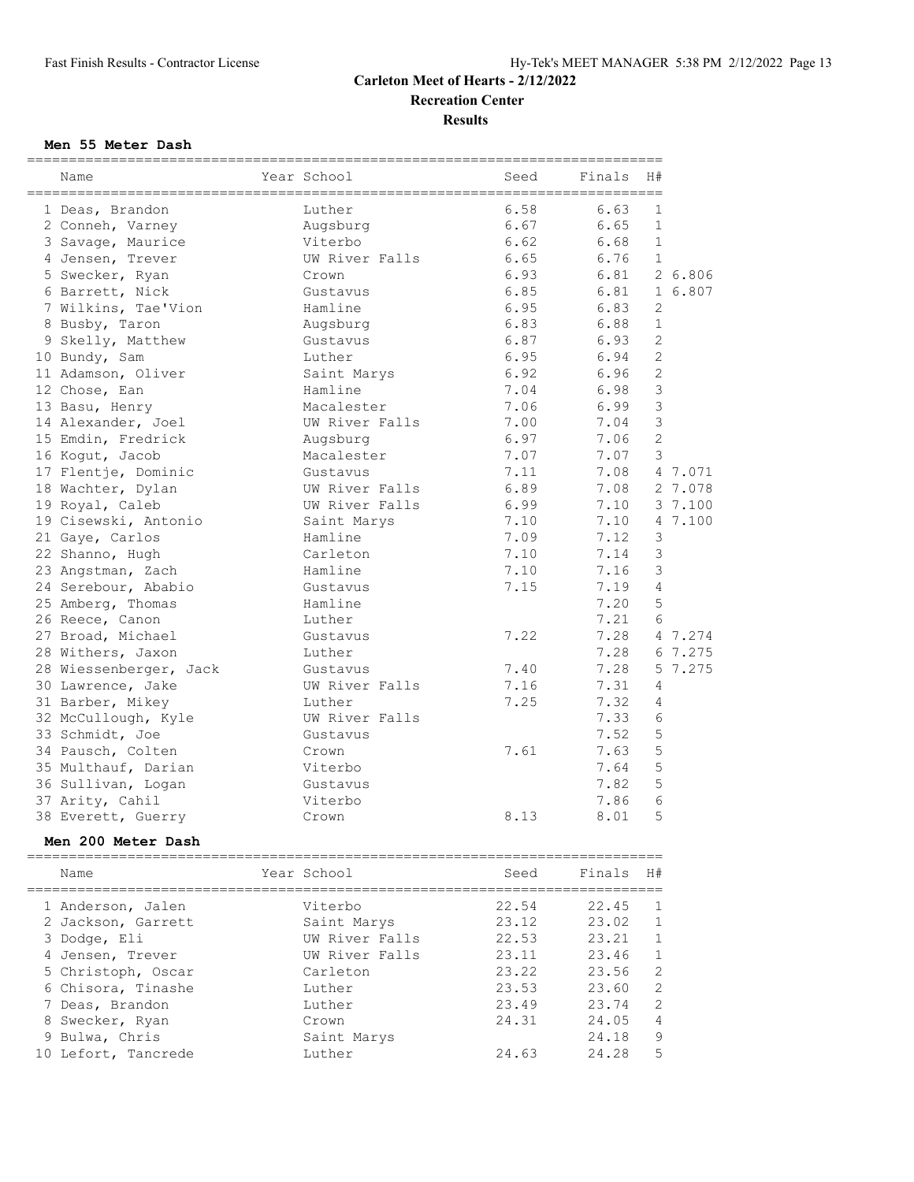# Carleton Meet of Hearts - 2/12/2022

## Recreation Center

### Results

#### Men 55 Meter Dash

| Place | Name | Year School | Seed | Finals | H# | |
|---|---|---|---|---|---|---|
| 1 | Deas, Brandon | Luther | 6.58 | 6.63 | 1 | |
| 2 | Conneh, Varney | Augsburg | 6.67 | 6.65 | 1 | |
| 3 | Savage, Maurice | Viterbo | 6.62 | 6.68 | 1 | |
| 4 | Jensen, Trever | UW River Falls | 6.65 | 6.76 | 1 | |
| 5 | Swecker, Ryan | Crown | 6.93 | 6.81 | 2 | 6.806 |
| 6 | Barrett, Nick | Gustavus | 6.85 | 6.81 | 1 | 6.807 |
| 7 | Wilkins, Tae'Vion | Hamline | 6.95 | 6.83 | 2 | |
| 8 | Busby, Taron | Augsburg | 6.83 | 6.88 | 1 | |
| 9 | Skelly, Matthew | Gustavus | 6.87 | 6.93 | 2 | |
| 10 | Bundy, Sam | Luther | 6.95 | 6.94 | 2 | |
| 11 | Adamson, Oliver | Saint Marys | 6.92 | 6.96 | 2 | |
| 12 | Chose, Ean | Hamline | 7.04 | 6.98 | 3 | |
| 13 | Basu, Henry | Macalester | 7.06 | 6.99 | 3 | |
| 14 | Alexander, Joel | UW River Falls | 7.00 | 7.04 | 3 | |
| 15 | Emdin, Fredrick | Augsburg | 6.97 | 7.06 | 2 | |
| 16 | Kogut, Jacob | Macalester | 7.07 | 7.07 | 3 | |
| 17 | Flentje, Dominic | Gustavus | 7.11 | 7.08 | 4 | 7.071 |
| 18 | Wachter, Dylan | UW River Falls | 6.89 | 7.08 | 2 | 7.078 |
| 19 | Royal, Caleb | UW River Falls | 6.99 | 7.10 | 3 | 7.100 |
| 19 | Cisewski, Antonio | Saint Marys | 7.10 | 7.10 | 4 | 7.100 |
| 21 | Gaye, Carlos | Hamline | 7.09 | 7.12 | 3 | |
| 22 | Shanno, Hugh | Carleton | 7.10 | 7.14 | 3 | |
| 23 | Angstman, Zach | Hamline | 7.10 | 7.16 | 3 | |
| 24 | Serebour, Ababio | Gustavus | 7.15 | 7.19 | 4 | |
| 25 | Amberg, Thomas | Hamline | | 7.20 | 5 | |
| 26 | Reece, Canon | Luther | | 7.21 | 6 | |
| 27 | Broad, Michael | Gustavus | 7.22 | 7.28 | 4 | 7.274 |
| 28 | Withers, Jaxon | Luther | | 7.28 | 6 | 7.275 |
| 28 | Wiessenberger, Jack | Gustavus | 7.40 | 7.28 | 5 | 7.275 |
| 30 | Lawrence, Jake | UW River Falls | 7.16 | 7.31 | 4 | |
| 31 | Barber, Mikey | Luther | 7.25 | 7.32 | 4 | |
| 32 | McCullough, Kyle | UW River Falls | | 7.33 | 6 | |
| 33 | Schmidt, Joe | Gustavus | | 7.52 | 5 | |
| 34 | Pausch, Colten | Crown | 7.61 | 7.63 | 5 | |
| 35 | Multhauf, Darian | Viterbo | | 7.64 | 5 | |
| 36 | Sullivan, Logan | Gustavus | | 7.82 | 5 | |
| 37 | Arity, Cahil | Viterbo | | 7.86 | 6 | |
| 38 | Everett, Guerry | Crown | 8.13 | 8.01 | 5 | |

#### Men 200 Meter Dash

| Place | Name | Year School | Seed | Finals | H# |
|---|---|---|---|---|---|
| 1 | Anderson, Jalen | Viterbo | 22.54 | 22.45 | 1 |
| 2 | Jackson, Garrett | Saint Marys | 23.12 | 23.02 | 1 |
| 3 | Dodge, Eli | UW River Falls | 22.53 | 23.21 | 1 |
| 4 | Jensen, Trever | UW River Falls | 23.11 | 23.46 | 1 |
| 5 | Christoph, Oscar | Carleton | 23.22 | 23.56 | 2 |
| 6 | Chisora, Tinashe | Luther | 23.53 | 23.60 | 2 |
| 7 | Deas, Brandon | Luther | 23.49 | 23.74 | 2 |
| 8 | Swecker, Ryan | Crown | 24.31 | 24.05 | 4 |
| 9 | Bulwa, Chris | Saint Marys | | 24.18 | 9 |
| 10 | Lefort, Tancrede | Luther | 24.63 | 24.28 | 5 |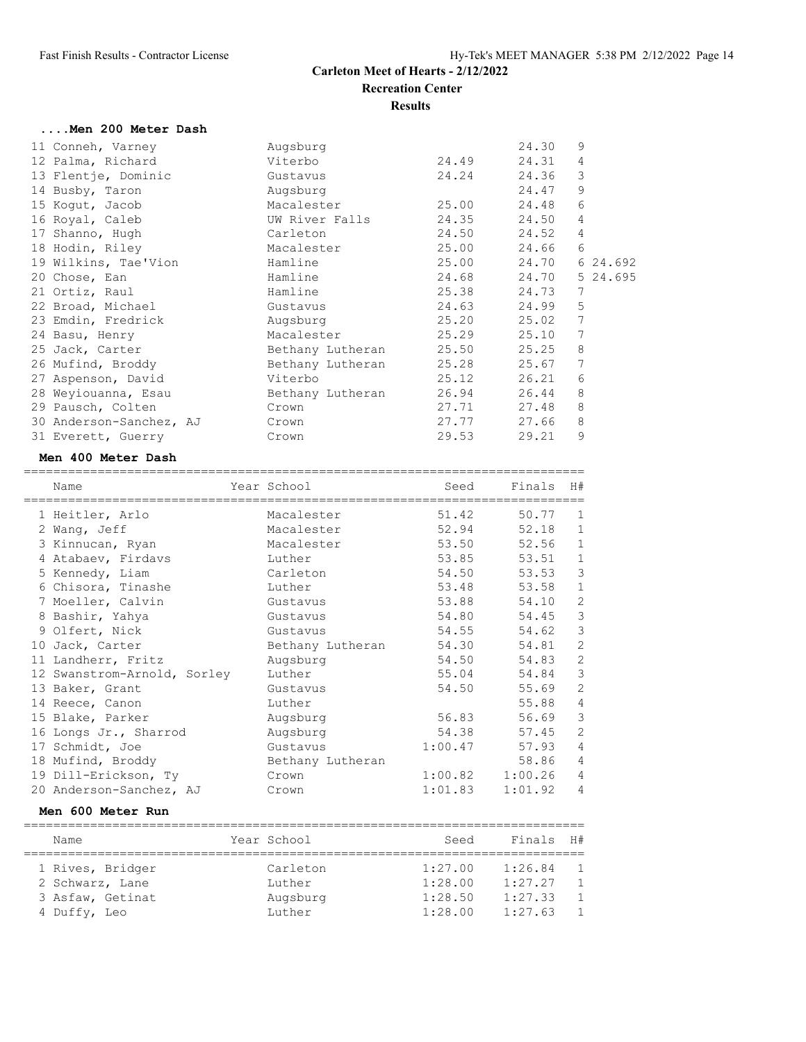# Carleton Meet of Hearts - 2/12/2022

**Recreation Center**

**Results**

### ....Men 200 Meter Dash

| Place | Name | Year | School | Seed | Finals | H# | |
|---|---|---|---|---|---|---|---|
| 11 | Conneh, Varney | | Augsburg | | 24.30 | 9 | |
| 12 | Palma, Richard | | Viterbo | 24.49 | 24.31 | 4 | |
| 13 | Flentje, Dominic | | Gustavus | 24.24 | 24.36 | 3 | |
| 14 | Busby, Taron | | Augsburg | | 24.47 | 9 | |
| 15 | Kogut, Jacob | | Macalester | 25.00 | 24.48 | 6 | |
| 16 | Royal, Caleb | | UW River Falls | 24.35 | 24.50 | 4 | |
| 17 | Shanno, Hugh | | Carleton | 24.50 | 24.52 | 4 | |
| 18 | Hodin, Riley | | Macalester | 25.00 | 24.66 | 6 | |
| 19 | Wilkins, Tae'Vion | | Hamline | 25.00 | 24.70 | 6 | 24.692 |
| 20 | Chose, Ean | | Hamline | 24.68 | 24.70 | 5 | 24.695 |
| 21 | Ortiz, Raul | | Hamline | 25.38 | 24.73 | 7 | |
| 22 | Broad, Michael | | Gustavus | 24.63 | 24.99 | 5 | |
| 23 | Emdin, Fredrick | | Augsburg | 25.20 | 25.02 | 7 | |
| 24 | Basu, Henry | | Macalester | 25.29 | 25.10 | 7 | |
| 25 | Jack, Carter | | Bethany Lutheran | 25.50 | 25.25 | 8 | |
| 26 | Mufind, Broddy | | Bethany Lutheran | 25.28 | 25.67 | 7 | |
| 27 | Aspenson, David | | Viterbo | 25.12 | 26.21 | 6 | |
| 28 | Weyiouanna, Esau | | Bethany Lutheran | 26.94 | 26.44 | 8 | |
| 29 | Pausch, Colten | | Crown | 27.71 | 27.48 | 8 | |
| 30 | Anderson-Sanchez, AJ | | Crown | 27.77 | 27.66 | 8 | |
| 31 | Everett, Guerry | | Crown | 29.53 | 29.21 | 9 | |

### Men 400 Meter Dash

| Place | Name | Year | School | Seed | Finals | H# |
|---|---|---|---|---|---|---|
| 1 | Heitler, Arlo | | Macalester | 51.42 | 50.77 | 1 |
| 2 | Wang, Jeff | | Macalester | 52.94 | 52.18 | 1 |
| 3 | Kinnucan, Ryan | | Macalester | 53.50 | 52.56 | 1 |
| 4 | Atabaev, Firdavs | | Luther | 53.85 | 53.51 | 1 |
| 5 | Kennedy, Liam | | Carleton | 54.50 | 53.53 | 3 |
| 6 | Chisora, Tinashe | | Luther | 53.48 | 53.58 | 1 |
| 7 | Moeller, Calvin | | Gustavus | 53.88 | 54.10 | 2 |
| 8 | Bashir, Yahya | | Gustavus | 54.80 | 54.45 | 3 |
| 9 | Olfert, Nick | | Gustavus | 54.55 | 54.62 | 3 |
| 10 | Jack, Carter | | Bethany Lutheran | 54.30 | 54.81 | 2 |
| 11 | Landherr, Fritz | | Augsburg | 54.50 | 54.83 | 2 |
| 12 | Swanstrom-Arnold, Sorley | | Luther | 55.04 | 54.84 | 3 |
| 13 | Baker, Grant | | Gustavus | 54.50 | 55.69 | 2 |
| 14 | Reece, Canon | | Luther | | 55.88 | 4 |
| 15 | Blake, Parker | | Augsburg | 56.83 | 56.69 | 3 |
| 16 | Longs Jr., Sharrod | | Augsburg | 54.38 | 57.45 | 2 |
| 17 | Schmidt, Joe | | Gustavus | 1:00.47 | 57.93 | 4 |
| 18 | Mufind, Broddy | | Bethany Lutheran | | 58.86 | 4 |
| 19 | Dill-Erickson, Ty | | Crown | 1:00.82 | 1:00.26 | 4 |
| 20 | Anderson-Sanchez, AJ | | Crown | 1:01.83 | 1:01.92 | 4 |

### Men 600 Meter Run

| Place | Name | Year | School | Seed | Finals | H# |
|---|---|---|---|---|---|---|
| 1 | Rives, Bridger | | Carleton | 1:27.00 | 1:26.84 | 1 |
| 2 | Schwarz, Lane | | Luther | 1:28.00 | 1:27.27 | 1 |
| 3 | Asfaw, Getinat | | Augsburg | 1:28.50 | 1:27.33 | 1 |
| 4 | Duffy, Leo | | Luther | 1:28.00 | 1:27.63 | 1 |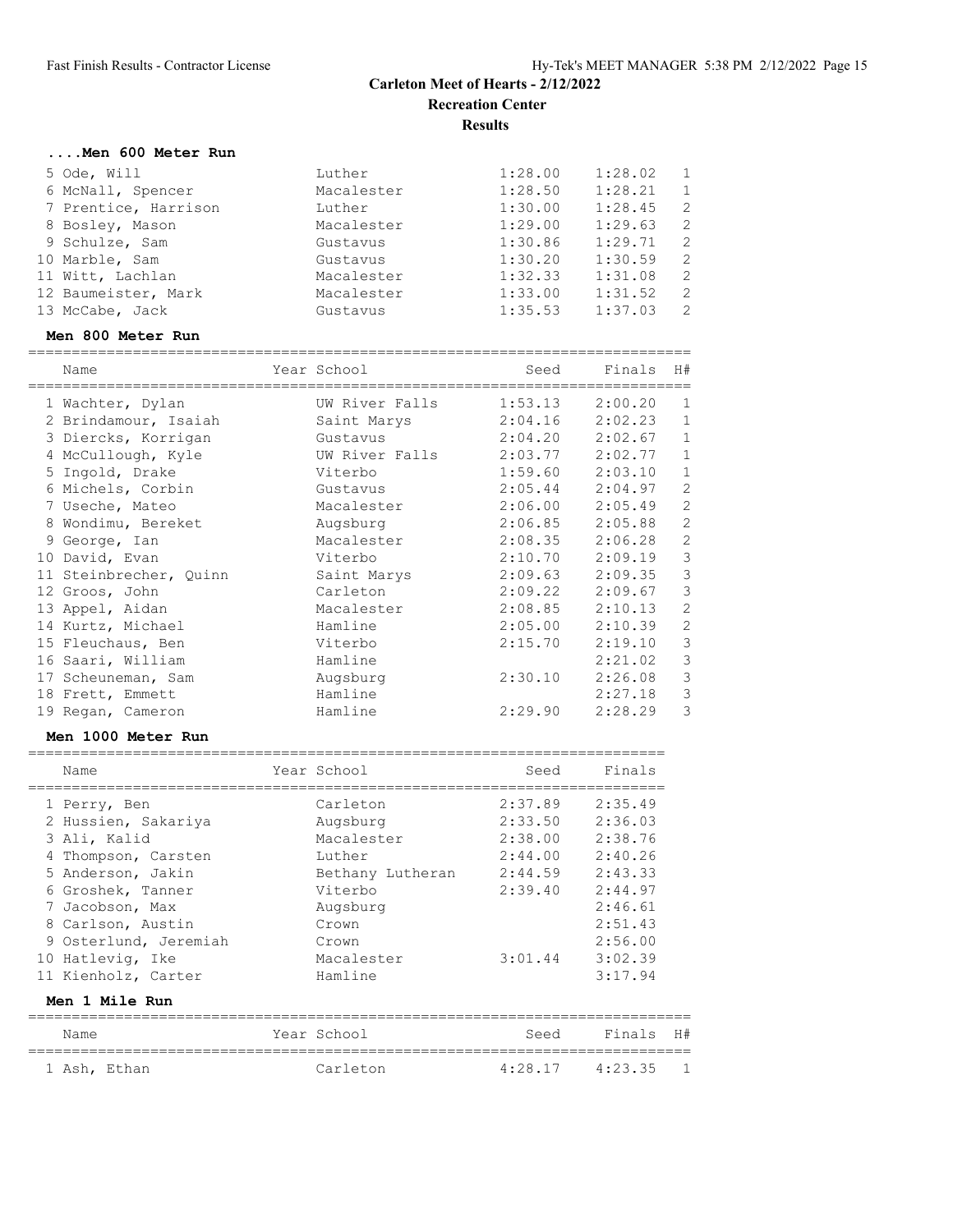# Carleton Meet of Hearts - 2/12/2022

## Recreation Center

## Results

### ....Men 600 Meter Run

| Name | Year School | Seed | Finals | H# |
|---|---|---|---|---|
| 5 Ode, Will | Luther | 1:28.00 | 1:28.02 | 1 |
| 6 McNall, Spencer | Macalester | 1:28.50 | 1:28.21 | 1 |
| 7 Prentice, Harrison | Luther | 1:30.00 | 1:28.45 | 2 |
| 8 Bosley, Mason | Macalester | 1:29.00 | 1:29.63 | 2 |
| 9 Schulze, Sam | Gustavus | 1:30.86 | 1:29.71 | 2 |
| 10 Marble, Sam | Gustavus | 1:30.20 | 1:30.59 | 2 |
| 11 Witt, Lachlan | Macalester | 1:32.33 | 1:31.08 | 2 |
| 12 Baumeister, Mark | Macalester | 1:33.00 | 1:31.52 | 2 |
| 13 McCabe, Jack | Gustavus | 1:35.53 | 1:37.03 | 2 |

### Men 800 Meter Run

| Name | Year School | Seed | Finals | H# |
|---|---|---|---|---|
| 1 Wachter, Dylan | UW River Falls | 1:53.13 | 2:00.20 | 1 |
| 2 Brindamour, Isaiah | Saint Marys | 2:04.16 | 2:02.23 | 1 |
| 3 Diercks, Korrigan | Gustavus | 2:04.20 | 2:02.67 | 1 |
| 4 McCullough, Kyle | UW River Falls | 2:03.77 | 2:02.77 | 1 |
| 5 Ingold, Drake | Viterbo | 1:59.60 | 2:03.10 | 1 |
| 6 Michels, Corbin | Gustavus | 2:05.44 | 2:04.97 | 2 |
| 7 Useche, Mateo | Macalester | 2:06.00 | 2:05.49 | 2 |
| 8 Wondimu, Bereket | Augsburg | 2:06.85 | 2:05.88 | 2 |
| 9 George, Ian | Macalester | 2:08.35 | 2:06.28 | 2 |
| 10 David, Evan | Viterbo | 2:10.70 | 2:09.19 | 3 |
| 11 Steinbrecher, Quinn | Saint Marys | 2:09.63 | 2:09.35 | 3 |
| 12 Groos, John | Carleton | 2:09.22 | 2:09.67 | 3 |
| 13 Appel, Aidan | Macalester | 2:08.85 | 2:10.13 | 2 |
| 14 Kurtz, Michael | Hamline | 2:05.00 | 2:10.39 | 2 |
| 15 Fleuchaus, Ben | Viterbo | 2:15.70 | 2:19.10 | 3 |
| 16 Saari, William | Hamline | | 2:21.02 | 3 |
| 17 Scheuneman, Sam | Augsburg | 2:30.10 | 2:26.08 | 3 |
| 18 Frett, Emmett | Hamline | | 2:27.18 | 3 |
| 19 Regan, Cameron | Hamline | 2:29.90 | 2:28.29 | 3 |

### Men 1000 Meter Run

| Name | Year School | Seed | Finals |
|---|---|---|---|
| 1 Perry, Ben | Carleton | 2:37.89 | 2:35.49 |
| 2 Hussien, Sakariya | Augsburg | 2:33.50 | 2:36.03 |
| 3 Ali, Kalid | Macalester | 2:38.00 | 2:38.76 |
| 4 Thompson, Carsten | Luther | 2:44.00 | 2:40.26 |
| 5 Anderson, Jakin | Bethany Lutheran | 2:44.59 | 2:43.33 |
| 6 Groshek, Tanner | Viterbo | 2:39.40 | 2:44.97 |
| 7 Jacobson, Max | Augsburg | | 2:46.61 |
| 8 Carlson, Austin | Crown | | 2:51.43 |
| 9 Osterlund, Jeremiah | Crown | | 2:56.00 |
| 10 Hatlevig, Ike | Macalester | 3:01.44 | 3:02.39 |
| 11 Kienholz, Carter | Hamline | | 3:17.94 |

### Men 1 Mile Run

| Name | Year School | Seed | Finals | H# |
|---|---|---|---|---|
| 1 Ash, Ethan | Carleton | 4:28.17 | 4:23.35 | 1 |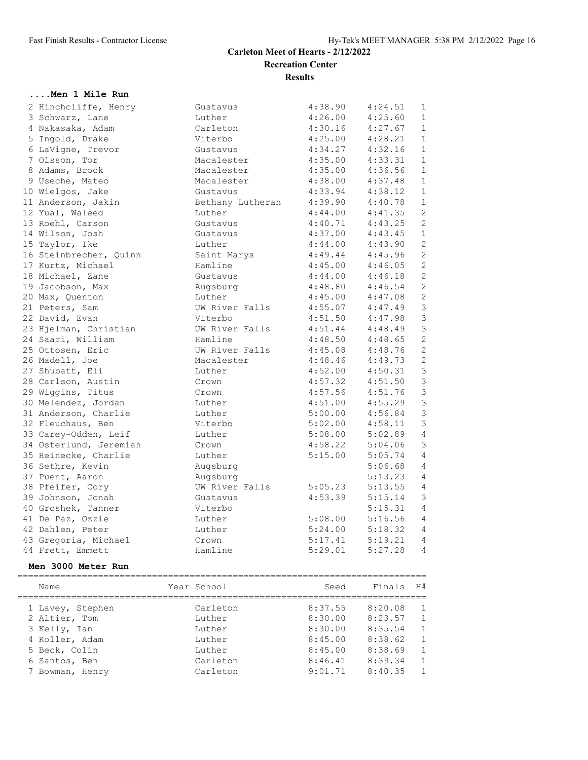# Carleton Meet of Hearts - 2/12/2022

## Recreation Center

### Results

#### ....Men 1 Mile Run

| Name | School | Seed | Finals | H# |
|---|---|---|---|---|
| 2 Hinchcliffe, Henry | Gustavus | 4:38.90 | 4:24.51 | 1 |
| 3 Schwarz, Lane | Luther | 4:26.00 | 4:25.60 | 1 |
| 4 Nakasaka, Adam | Carleton | 4:30.16 | 4:27.67 | 1 |
| 5 Ingold, Drake | Viterbo | 4:25.00 | 4:28.21 | 1 |
| 6 LaVigne, Trevor | Gustavus | 4:34.27 | 4:32.16 | 1 |
| 7 Olsson, Tor | Macalester | 4:35.00 | 4:33.31 | 1 |
| 8 Adams, Brock | Macalester | 4:35.00 | 4:36.56 | 1 |
| 9 Useche, Mateo | Macalester | 4:38.00 | 4:37.48 | 1 |
| 10 Wielgos, Jake | Gustavus | 4:33.94 | 4:38.12 | 1 |
| 11 Anderson, Jakin | Bethany Lutheran | 4:39.90 | 4:40.78 | 1 |
| 12 Yual, Waleed | Luther | 4:44.00 | 4:41.35 | 2 |
| 13 Roehl, Carson | Gustavus | 4:40.71 | 4:43.25 | 2 |
| 14 Wilson, Josh | Gustavus | 4:37.00 | 4:43.45 | 1 |
| 15 Taylor, Ike | Luther | 4:44.00 | 4:43.90 | 2 |
| 16 Steinbrecher, Quinn | Saint Marys | 4:49.44 | 4:45.96 | 2 |
| 17 Kurtz, Michael | Hamline | 4:45.00 | 4:46.05 | 2 |
| 18 Michael, Zane | Gustavus | 4:44.00 | 4:46.18 | 2 |
| 19 Jacobson, Max | Augsburg | 4:48.80 | 4:46.54 | 2 |
| 20 Max, Quenton | Luther | 4:45.00 | 4:47.08 | 2 |
| 21 Peters, Sam | UW River Falls | 4:55.07 | 4:47.49 | 3 |
| 22 David, Evan | Viterbo | 4:51.50 | 4:47.98 | 3 |
| 23 Hjelman, Christian | UW River Falls | 4:51.44 | 4:48.49 | 3 |
| 24 Saari, William | Hamline | 4:48.50 | 4:48.65 | 2 |
| 25 Ottosen, Eric | UW River Falls | 4:45.08 | 4:48.76 | 2 |
| 26 Madell, Joe | Macalester | 4:48.46 | 4:49.73 | 2 |
| 27 Shubatt, Eli | Luther | 4:52.00 | 4:50.31 | 3 |
| 28 Carlson, Austin | Crown | 4:57.32 | 4:51.50 | 3 |
| 29 Wiggins, Titus | Crown | 4:57.56 | 4:51.76 | 3 |
| 30 Melendez, Jordan | Luther | 4:51.00 | 4:55.29 | 3 |
| 31 Anderson, Charlie | Luther | 5:00.00 | 4:56.84 | 3 |
| 32 Fleuchaus, Ben | Viterbo | 5:02.00 | 4:58.11 | 3 |
| 33 Carey-Odden, Leif | Luther | 5:08.00 | 5:02.89 | 4 |
| 34 Osterlund, Jeremiah | Crown | 4:58.22 | 5:04.06 | 3 |
| 35 Heinecke, Charlie | Luther | 5:15.00 | 5:05.74 | 4 |
| 36 Sethre, Kevin | Augsburg | | 5:06.68 | 4 |
| 37 Puent, Aaron | Augsburg | | 5:13.23 | 4 |
| 38 Pfeifer, Cory | UW River Falls | 5:05.23 | 5:13.55 | 4 |
| 39 Johnson, Jonah | Gustavus | 4:53.39 | 5:15.14 | 3 |
| 40 Groshek, Tanner | Viterbo | | 5:15.31 | 4 |
| 41 De Paz, Ozzie | Luther | 5:08.00 | 5:16.56 | 4 |
| 42 Dahlen, Peter | Luther | 5:24.00 | 5:18.32 | 4 |
| 43 Gregoria, Michael | Crown | 5:17.41 | 5:19.21 | 4 |
| 44 Frett, Emmett | Hamline | 5:29.01 | 5:27.28 | 4 |

#### Men 3000 Meter Run

| Name | Year School | Seed | Finals | H# |
|---|---|---|---|---|
| 1 Lavey, Stephen | Carleton | 8:37.55 | 8:20.08 | 1 |
| 2 Altier, Tom | Luther | 8:30.00 | 8:23.57 | 1 |
| 3 Kelly, Ian | Luther | 8:30.00 | 8:35.54 | 1 |
| 4 Koller, Adam | Luther | 8:45.00 | 8:38.62 | 1 |
| 5 Beck, Colin | Luther | 8:45.00 | 8:38.69 | 1 |
| 6 Santos, Ben | Carleton | 8:46.41 | 8:39.34 | 1 |
| 7 Bowman, Henry | Carleton | 9:01.71 | 8:40.35 | 1 |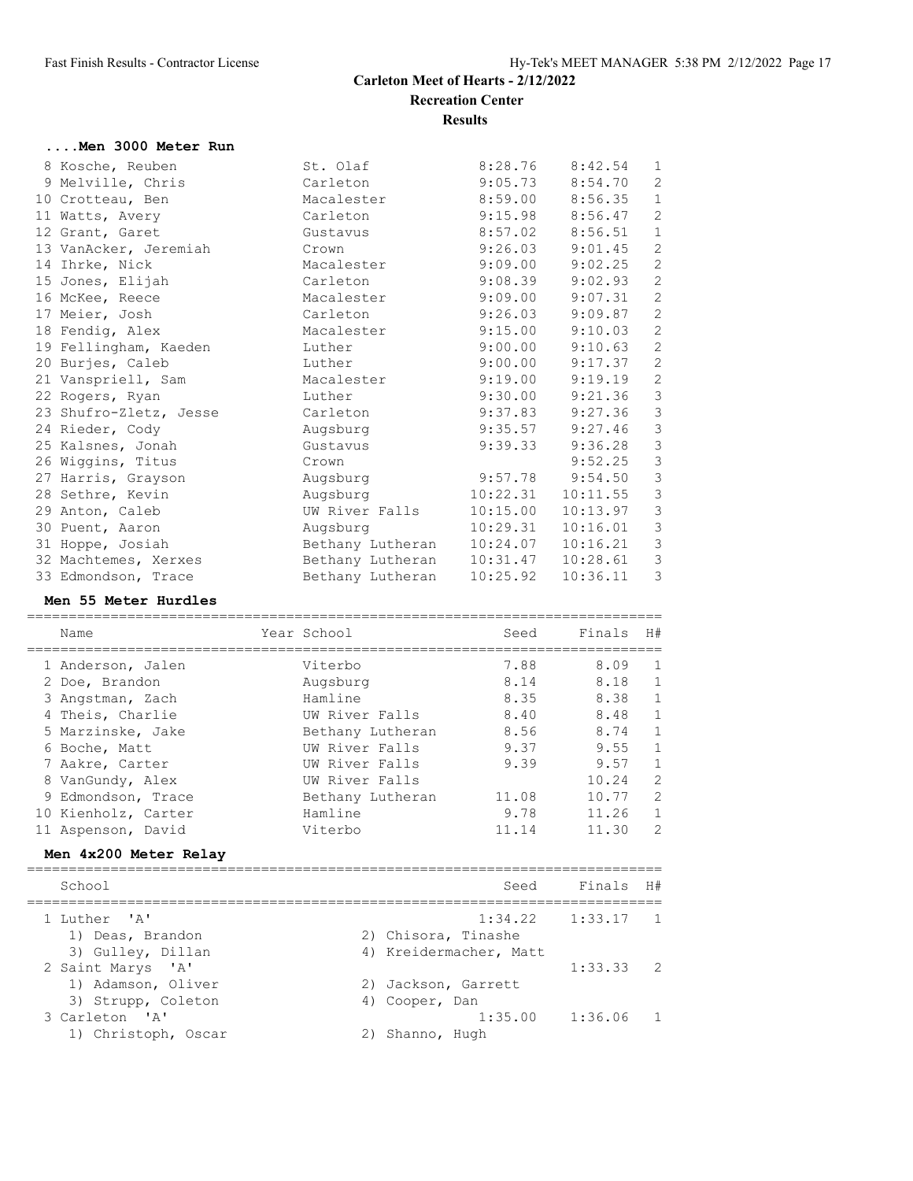## Carleton Meet of Hearts - 2/12/2022

### Recreation Center

### Results

#### ....Men 3000 Meter Run

| Place | Name | School | Seed | Finals | H# |
|---|---|---|---|---|---|
| 8 | Kosche, Reuben | St. Olaf | 8:28.76 | 8:42.54 | 1 |
| 9 | Melville, Chris | Carleton | 9:05.73 | 8:54.70 | 2 |
| 10 | Crotteau, Ben | Macalester | 8:59.00 | 8:56.35 | 1 |
| 11 | Watts, Avery | Carleton | 9:15.98 | 8:56.47 | 2 |
| 12 | Grant, Garet | Gustavus | 8:57.02 | 8:56.51 | 1 |
| 13 | VanAcker, Jeremiah | Crown | 9:26.03 | 9:01.45 | 2 |
| 14 | Ihrke, Nick | Macalester | 9:09.00 | 9:02.25 | 2 |
| 15 | Jones, Elijah | Carleton | 9:08.39 | 9:02.93 | 2 |
| 16 | McKee, Reece | Macalester | 9:09.00 | 9:07.31 | 2 |
| 17 | Meier, Josh | Carleton | 9:26.03 | 9:09.87 | 2 |
| 18 | Fendig, Alex | Macalester | 9:15.00 | 9:10.03 | 2 |
| 19 | Fellingham, Kaeden | Luther | 9:00.00 | 9:10.63 | 2 |
| 20 | Burjes, Caleb | Luther | 9:00.00 | 9:17.37 | 2 |
| 21 | Vanspriell, Sam | Macalester | 9:19.00 | 9:19.19 | 2 |
| 22 | Rogers, Ryan | Luther | 9:30.00 | 9:21.36 | 3 |
| 23 | Shufro-Zletz, Jesse | Carleton | 9:37.83 | 9:27.36 | 3 |
| 24 | Rieder, Cody | Augsburg | 9:35.57 | 9:27.46 | 3 |
| 25 | Kalsnes, Jonah | Gustavus | 9:39.33 | 9:36.28 | 3 |
| 26 | Wiggins, Titus | Crown | | 9:52.25 | 3 |
| 27 | Harris, Grayson | Augsburg | 9:57.78 | 9:54.50 | 3 |
| 28 | Sethre, Kevin | Augsburg | 10:22.31 | 10:11.55 | 3 |
| 29 | Anton, Caleb | UW River Falls | 10:15.00 | 10:13.97 | 3 |
| 30 | Puent, Aaron | Augsburg | 10:29.31 | 10:16.01 | 3 |
| 31 | Hoppe, Josiah | Bethany Lutheran | 10:24.07 | 10:16.21 | 3 |
| 32 | Machtemes, Xerxes | Bethany Lutheran | 10:31.47 | 10:28.61 | 3 |
| 33 | Edmondson, Trace | Bethany Lutheran | 10:25.92 | 10:36.11 | 3 |

#### Men 55 Meter Hurdles

| Place | Name | Year School | Seed | Finals | H# |
|---|---|---|---|---|---|
| 1 | Anderson, Jalen | Viterbo | 7.88 | 8.09 | 1 |
| 2 | Doe, Brandon | Augsburg | 8.14 | 8.18 | 1 |
| 3 | Angstman, Zach | Hamline | 8.35 | 8.38 | 1 |
| 4 | Theis, Charlie | UW River Falls | 8.40 | 8.48 | 1 |
| 5 | Marzinske, Jake | Bethany Lutheran | 8.56 | 8.74 | 1 |
| 6 | Boche, Matt | UW River Falls | 9.37 | 9.55 | 1 |
| 7 | Aakre, Carter | UW River Falls | 9.39 | 9.57 | 1 |
| 8 | VanGundy, Alex | UW River Falls | | 10.24 | 2 |
| 9 | Edmondson, Trace | Bethany Lutheran | 11.08 | 10.77 | 2 |
| 10 | Kienholz, Carter | Hamline | 9.78 | 11.26 | 1 |
| 11 | Aspenson, David | Viterbo | 11.14 | 11.30 | 2 |

#### Men 4x200 Meter Relay

| Place | School | Seed | Finals | H# |
|---|---|---|---|---|
| 1 | Luther 'A' | 1:34.22 | 1:33.17 | 1 |
| | 1) Deas, Brandon; 2) Chisora, Tinashe; 3) Gulley, Dillan; 4) Kreidermacher, Matt | | | |
| 2 | Saint Marys 'A' | | 1:33.33 | 2 |
| | 1) Adamson, Oliver; 2) Jackson, Garrett; 3) Strupp, Coleton; 4) Cooper, Dan | | | |
| 3 | Carleton 'A' | 1:35.00 | 1:36.06 | 1 |
| | 1) Christoph, Oscar; 2) Shanno, Hugh | | | |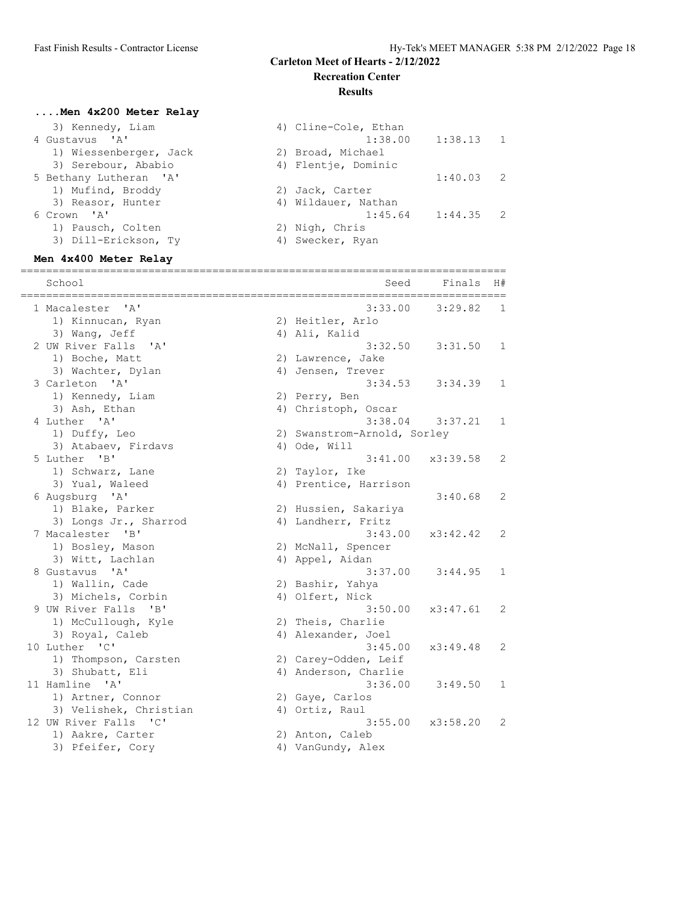# Carleton Meet of Hearts - 2/12/2022

## Recreation Center

## Results

### ....Men 4x200 Meter Relay

| School | Seed | Finals | H# |
|---|---|---|---|
| 3) Kennedy, Liam — 4) Cline-Cole, Ethan | | | |
| 4 Gustavus 'A' | 1:38.00 | 1:38.13 | 1 |
| 1) Wiessenberger, Jack — 2) Broad, Michael | | | |
| 3) Serebour, Ababio — 4) Flentje, Dominic | | | |
| 5 Bethany Lutheran 'A' | | 1:40.03 | 2 |
| 1) Mufind, Broddy — 2) Jack, Carter | | | |
| 3) Reasor, Hunter — 4) Wildauer, Nathan | | | |
| 6 Crown 'A' | 1:45.64 | 1:44.35 | 2 |
| 1) Pausch, Colten — 2) Nigh, Chris | | | |
| 3) Dill-Erickson, Ty — 4) Swecker, Ryan | | | |

### Men 4x400 Meter Relay

| School | Seed | Finals | H# |
|---|---|---|---|
| 1 Macalester 'A' | 3:33.00 | 3:29.82 | 1 |
| 1) Kinnucan, Ryan — 2) Heitler, Arlo | | | |
| 3) Wang, Jeff — 4) Ali, Kalid | | | |
| 2 UW River Falls 'A' | 3:32.50 | 3:31.50 | 1 |
| 1) Boche, Matt — 2) Lawrence, Jake | | | |
| 3) Wachter, Dylan — 4) Jensen, Trever | | | |
| 3 Carleton 'A' | 3:34.53 | 3:34.39 | 1 |
| 1) Kennedy, Liam — 2) Perry, Ben | | | |
| 3) Ash, Ethan — 4) Christoph, Oscar | | | |
| 4 Luther 'A' | 3:38.04 | 3:37.21 | 1 |
| 1) Duffy, Leo — 2) Swanstrom-Arnold, Sorley | | | |
| 3) Atabaev, Firdavs — 4) Ode, Will | | | |
| 5 Luther 'B' | 3:41.00 | x3:39.58 | 2 |
| 1) Schwarz, Lane — 2) Taylor, Ike | | | |
| 3) Yual, Waleed — 4) Prentice, Harrison | | | |
| 6 Augsburg 'A' | | 3:40.68 | 2 |
| 1) Blake, Parker — 2) Hussien, Sakariya | | | |
| 3) Longs Jr., Sharrod — 4) Landherr, Fritz | | | |
| 7 Macalester 'B' | 3:43.00 | x3:42.42 | 2 |
| 1) Bosley, Mason — 2) McNall, Spencer | | | |
| 3) Witt, Lachlan — 4) Appel, Aidan | | | |
| 8 Gustavus 'A' | 3:37.00 | 3:44.95 | 1 |
| 1) Wallin, Cade — 2) Bashir, Yahya | | | |
| 3) Michels, Corbin — 4) Olfert, Nick | | | |
| 9 UW River Falls 'B' | 3:50.00 | x3:47.61 | 2 |
| 1) McCullough, Kyle — 2) Theis, Charlie | | | |
| 3) Royal, Caleb — 4) Alexander, Joel | | | |
| 10 Luther 'C' | 3:45.00 | x3:49.48 | 2 |
| 1) Thompson, Carsten — 2) Carey-Odden, Leif | | | |
| 3) Shubatt, Eli — 4) Anderson, Charlie | | | |
| 11 Hamline 'A' | 3:36.00 | 3:49.50 | 1 |
| 1) Artner, Connor — 2) Gaye, Carlos | | | |
| 3) Velishek, Christian — 4) Ortiz, Raul | | | |
| 12 UW River Falls 'C' | 3:55.00 | x3:58.20 | 2 |
| 1) Aakre, Carter — 2) Anton, Caleb | | | |
| 3) Pfeifer, Cory — 4) VanGundy, Alex | | | |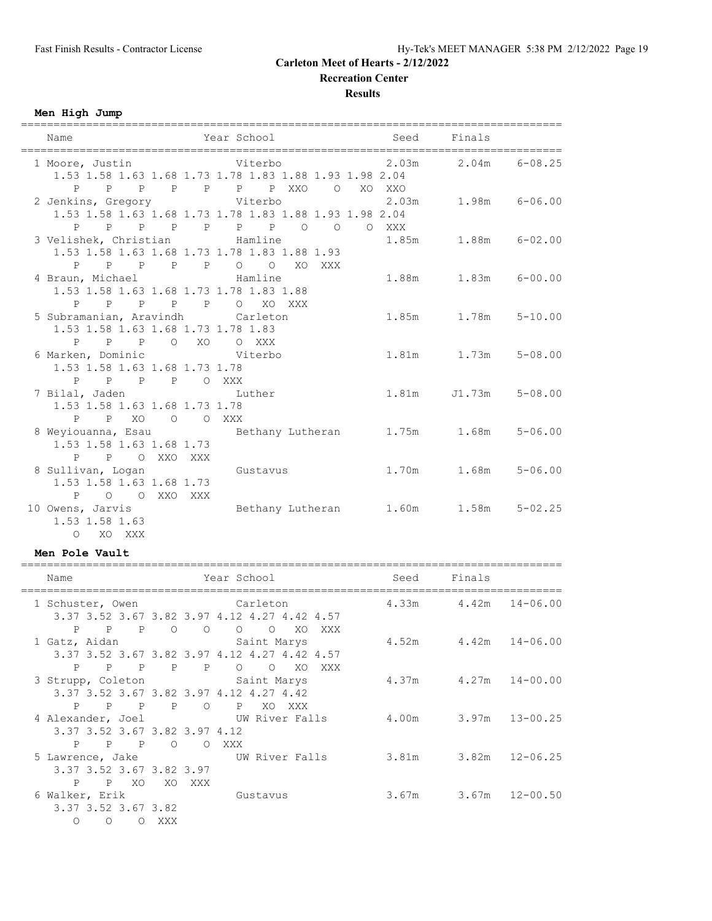# Carleton Meet of Hearts - 2/12/2022

## Recreation Center

### Results

#### Men High Jump

```
=================================================================================
   Name                    Year School                  Seed     Finals          
=================================================================================
  1 Moore, Justin               Viterbo                 2.03m      2.04m   6-08.25 
      1.53 1.58 1.63 1.68 1.73 1.78 1.83 1.88 1.93 1.98 2.04
         P    P    P    P    P    P    P  XXO    O   XO  XXO
  2 Jenkins, Gregory            Viterbo                 2.03m      1.98m   6-06.00 
      1.53 1.58 1.63 1.68 1.73 1.78 1.83 1.88 1.93 1.98 2.04
         P    P    P    P    P    P    P    O    O    O  XXX
  3 Velishek, Christian         Hamline                 1.85m      1.88m   6-02.00 
      1.53 1.58 1.63 1.68 1.73 1.78 1.83 1.88 1.93
         P    P    P    P    P    O    O   XO  XXX
  4 Braun, Michael              Hamline                 1.88m      1.83m   6-00.00 
      1.53 1.58 1.63 1.68 1.73 1.78 1.83 1.88
         P    P    P    P    P    O   XO  XXX
  5 Subramanian, Aravindh       Carleton                1.85m      1.78m   5-10.00 
      1.53 1.58 1.63 1.68 1.73 1.78 1.83
         P    P    P    O   XO    O  XXX
  6 Marken, Dominic             Viterbo                 1.81m      1.73m   5-08.00 
      1.53 1.58 1.63 1.68 1.73 1.78
         P    P    P    P    O  XXX
  7 Bilal, Jaden                Luther                  1.81m     J1.73m   5-08.00 
      1.53 1.58 1.63 1.68 1.73 1.78
         P    P   XO    O    O  XXX
  8 Weyiouanna, Esau            Bethany Lutheran        1.75m      1.68m   5-06.00 
      1.53 1.58 1.63 1.68 1.73
         P    P    O  XXO  XXX
  8 Sullivan, Logan             Gustavus                1.70m      1.68m   5-06.00 
      1.53 1.58 1.63 1.68 1.73
         P    O    O  XXO  XXX
 10 Owens, Jarvis               Bethany Lutheran        1.60m      1.58m   5-02.25 
      1.53 1.58 1.63
         O   XO  XXX
```

#### Men Pole Vault

```
=================================================================================
   Name                    Year School                  Seed     Finals          
=================================================================================
  1 Schuster, Owen              Carleton                4.33m      4.42m  14-06.00 
      3.37 3.52 3.67 3.82 3.97 4.12 4.27 4.42 4.57
         P    P    P    O    O    O    O   XO  XXX
  1 Gatz, Aidan                 Saint Marys             4.52m      4.42m  14-06.00 
      3.37 3.52 3.67 3.82 3.97 4.12 4.27 4.42 4.57
         P    P    P    P    P    O    O   XO  XXX
  3 Strupp, Coleton             Saint Marys             4.37m      4.27m  14-00.00 
      3.37 3.52 3.67 3.82 3.97 4.12 4.27 4.42
         P    P    P    P    O    P   XO  XXX
  4 Alexander, Joel             UW River Falls          4.00m      3.97m  13-00.25 
      3.37 3.52 3.67 3.82 3.97 4.12
         P    P    P    O    O  XXX
  5 Lawrence, Jake              UW River Falls          3.81m      3.82m  12-06.25 
      3.37 3.52 3.67 3.82 3.97
         P    P   XO   XO  XXX
  6 Walker, Erik                Gustavus                3.67m      3.67m  12-00.50 
      3.37 3.52 3.67 3.82
         O    O    O  XXX
```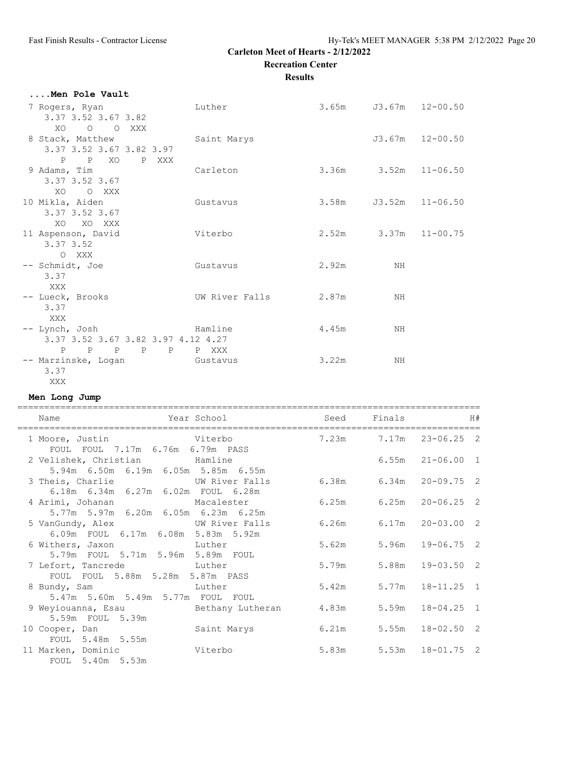**Carleton Meet of Hearts - 2/12/2022**

**Recreation Center**

**Results**

### ....Men Pole Vault

```
 7 Rogers, Ryan                 Luther                  3.65m    J3.67m   12-00.50
     3.37 3.52 3.67 3.82
       XO    O    O  XXX
 8 Stack, Matthew               Saint Marys                      J3.67m   12-00.50
     3.37 3.52 3.67 3.82 3.97
        P    P   XO    P  XXX
 9 Adams, Tim                   Carleton                3.36m     3.52m   11-06.50
     3.37 3.52 3.67
       XO    O  XXX
10 Mikla, Aiden                 Gustavus                3.58m    J3.52m   11-06.50
     3.37 3.52 3.67
       XO   XO  XXX
11 Aspenson, David              Viterbo                 2.52m     3.37m   11-00.75
     3.37 3.52
        O  XXX
-- Schmidt, Joe                 Gustavus                2.92m        NH
     3.37
      XXX
-- Lueck, Brooks                UW River Falls          2.87m        NH
     3.37
      XXX
-- Lynch, Josh                  Hamline                 4.45m        NH
     3.37 3.52 3.67 3.82 3.97 4.12 4.27
        P    P    P    P    P    P  XXX
-- Marzinske, Logan             Gustavus                3.22m        NH
     3.37
      XXX
```

### Men Long Jump

```
=======================================================================================
    Name                    Year School                 Seed     Finals            H#
=======================================================================================
  1 Moore, Justin              Viterbo                 7.23m      7.17m   23-06.25  2
      FOUL  FOUL  7.17m  6.76m  6.79m  PASS
  2 Velishek, Christian        Hamline                            6.55m   21-06.00  1
      5.94m  6.50m  6.19m  6.05m  5.85m  6.55m
  3 Theis, Charlie             UW River Falls          6.38m      6.34m   20-09.75  2
      6.18m  6.34m  6.27m  6.02m  FOUL  6.28m
  4 Arimi, Johanan             Macalester              6.25m      6.25m   20-06.25  2
      5.77m  5.97m  6.20m  6.05m  6.23m  6.25m
  5 VanGundy, Alex             UW River Falls          6.26m      6.17m   20-03.00  2
      6.09m  FOUL  6.17m  6.08m  5.83m  5.92m
  6 Withers, Jaxon             Luther                  5.62m      5.96m   19-06.75  2
      5.79m  FOUL  5.71m  5.96m  5.89m  FOUL
  7 Lefort, Tancrede           Luther                  5.79m      5.88m   19-03.50  2
      FOUL  FOUL  5.88m  5.28m  5.87m  PASS
  8 Bundy, Sam                 Luther                  5.42m      5.77m   18-11.25  1
      5.47m  5.60m  5.49m  5.77m  FOUL  FOUL
  9 Weyiouanna, Esau           Bethany Lutheran        4.83m      5.59m   18-04.25  1
      5.59m  FOUL  5.39m
 10 Cooper, Dan                Saint Marys             6.21m      5.55m   18-02.50  2
      FOUL  5.48m  5.55m
 11 Marken, Dominic            Viterbo                 5.83m      5.53m   18-01.75  2
      FOUL  5.40m  5.53m
```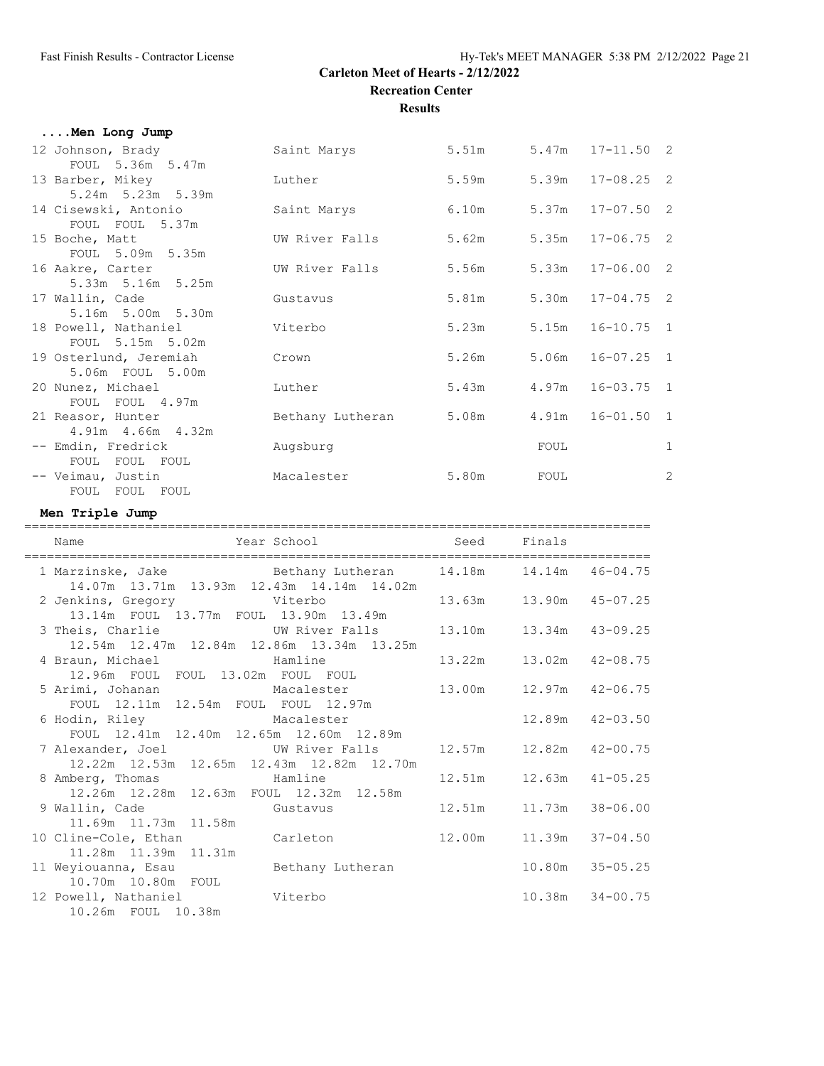## Carleton Meet of Hearts - 2/12/2022

### Recreation Center

### Results

#### ....Men Long Jump

| Place | Name | School | Seed | Finals | | H# |
|---|---|---|---|---|---|---|
| 12 | Johnson, Brady | Saint Marys | 5.51m | 5.47m | 17-11.50 | 2 |
| | FOUL 5.36m 5.47m | | | | | |
| 13 | Barber, Mikey | Luther | 5.59m | 5.39m | 17-08.25 | 2 |
| | 5.24m 5.23m 5.39m | | | | | |
| 14 | Cisewski, Antonio | Saint Marys | 6.10m | 5.37m | 17-07.50 | 2 |
| | FOUL FOUL 5.37m | | | | | |
| 15 | Boche, Matt | UW River Falls | 5.62m | 5.35m | 17-06.75 | 2 |
| | FOUL 5.09m 5.35m | | | | | |
| 16 | Aakre, Carter | UW River Falls | 5.56m | 5.33m | 17-06.00 | 2 |
| | 5.33m 5.16m 5.25m | | | | | |
| 17 | Wallin, Cade | Gustavus | 5.81m | 5.30m | 17-04.75 | 2 |
| | 5.16m 5.00m 5.30m | | | | | |
| 18 | Powell, Nathaniel | Viterbo | 5.23m | 5.15m | 16-10.75 | 1 |
| | FOUL 5.15m 5.02m | | | | | |
| 19 | Osterlund, Jeremiah | Crown | 5.26m | 5.06m | 16-07.25 | 1 |
| | 5.06m FOUL 5.00m | | | | | |
| 20 | Nunez, Michael | Luther | 5.43m | 4.97m | 16-03.75 | 1 |
| | FOUL FOUL 4.97m | | | | | |
| 21 | Reasor, Hunter | Bethany Lutheran | 5.08m | 4.91m | 16-01.50 | 1 |
| | 4.91m 4.66m 4.32m | | | | | |
| -- | Emdin, Fredrick | Augsburg | | FOUL | | 1 |
| | FOUL FOUL FOUL | | | | | |
| -- | Veimau, Justin | Macalester | 5.80m | FOUL | | 2 |
| | FOUL FOUL FOUL | | | | | |

#### Men Triple Jump

| Place | Name | Year School | Seed | Finals | |
|---|---|---|---|---|---|
| 1 | Marzinske, Jake | Bethany Lutheran | 14.18m | 14.14m | 46-04.75 |
| | 14.07m 13.71m 13.93m 12.43m 14.14m 14.02m | | | | |
| 2 | Jenkins, Gregory | Viterbo | 13.63m | 13.90m | 45-07.25 |
| | 13.14m FOUL 13.77m FOUL 13.90m 13.49m | | | | |
| 3 | Theis, Charlie | UW River Falls | 13.10m | 13.34m | 43-09.25 |
| | 12.54m 12.47m 12.84m 12.86m 13.34m 13.25m | | | | |
| 4 | Braun, Michael | Hamline | 13.22m | 13.02m | 42-08.75 |
| | 12.96m FOUL FOUL 13.02m FOUL FOUL | | | | |
| 5 | Arimi, Johanan | Macalester | 13.00m | 12.97m | 42-06.75 |
| | FOUL 12.11m 12.54m FOUL FOUL 12.97m | | | | |
| 6 | Hodin, Riley | Macalester | | 12.89m | 42-03.50 |
| | FOUL 12.41m 12.40m 12.65m 12.60m 12.89m | | | | |
| 7 | Alexander, Joel | UW River Falls | 12.57m | 12.82m | 42-00.75 |
| | 12.22m 12.53m 12.65m 12.43m 12.82m 12.70m | | | | |
| 8 | Amberg, Thomas | Hamline | 12.51m | 12.63m | 41-05.25 |
| | 12.26m 12.28m 12.63m FOUL 12.32m 12.58m | | | | |
| 9 | Wallin, Cade | Gustavus | 12.51m | 11.73m | 38-06.00 |
| | 11.69m 11.73m 11.58m | | | | |
| 10 | Cline-Cole, Ethan | Carleton | 12.00m | 11.39m | 37-04.50 |
| | 11.28m 11.39m 11.31m | | | | |
| 11 | Weyiouanna, Esau | Bethany Lutheran | | 10.80m | 35-05.25 |
| | 10.70m 10.80m FOUL | | | | |
| 12 | Powell, Nathaniel | Viterbo | | 10.38m | 34-00.75 |
| | 10.26m FOUL 10.38m | | | | |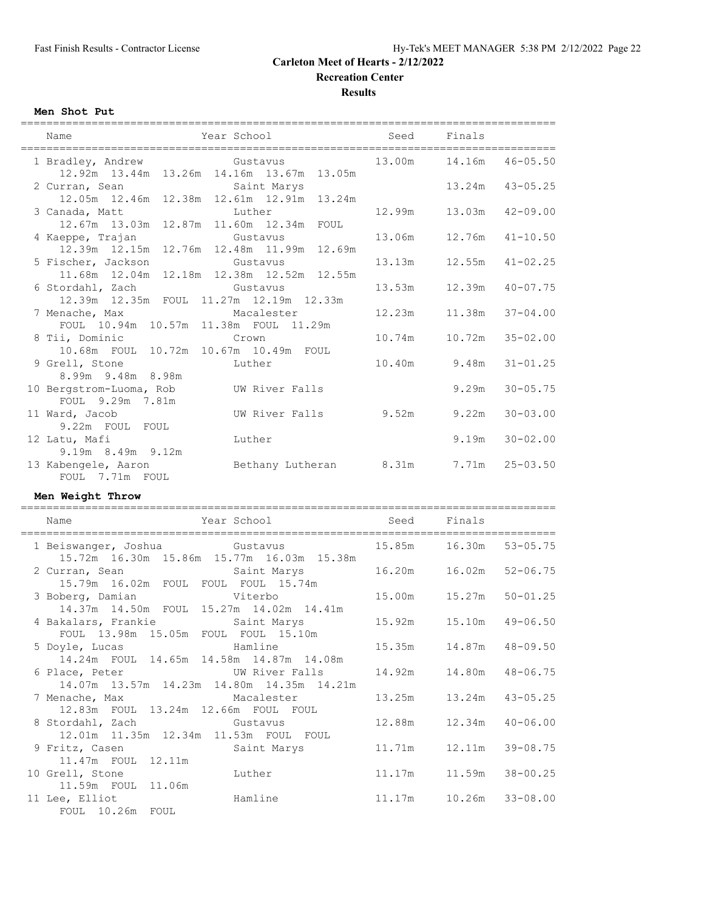# Carleton Meet of Hearts - 2/12/2022

## Recreation Center

## Results

### Men Shot Put

| Name | Year School | Seed | Finals | |
|---|---|---|---|---|
| 1 Bradley, Andrew | Gustavus | 13.00m | 14.16m | 46-05.50 |
| 12.92m 13.44m 13.26m 14.16m 13.67m 13.05m | | | | |
| 2 Curran, Sean | Saint Marys | | 13.24m | 43-05.25 |
| 12.05m 12.46m 12.38m 12.61m 12.91m 13.24m | | | | |
| 3 Canada, Matt | Luther | 12.99m | 13.03m | 42-09.00 |
| 12.67m 13.03m 12.87m 11.60m 12.34m FOUL | | | | |
| 4 Kaeppe, Trajan | Gustavus | 13.06m | 12.76m | 41-10.50 |
| 12.39m 12.15m 12.76m 12.48m 11.99m 12.69m | | | | |
| 5 Fischer, Jackson | Gustavus | 13.13m | 12.55m | 41-02.25 |
| 11.68m 12.04m 12.18m 12.38m 12.52m 12.55m | | | | |
| 6 Stordahl, Zach | Gustavus | 13.53m | 12.39m | 40-07.75 |
| 12.39m 12.35m FOUL 11.27m 12.19m 12.33m | | | | |
| 7 Menache, Max | Macalester | 12.23m | 11.38m | 37-04.00 |
| FOUL 10.94m 10.57m 11.38m FOUL 11.29m | | | | |
| 8 Tii, Dominic | Crown | 10.74m | 10.72m | 35-02.00 |
| 10.68m FOUL 10.72m 10.67m 10.49m FOUL | | | | |
| 9 Grell, Stone | Luther | 10.40m | 9.48m | 31-01.25 |
| 8.99m 9.48m 8.98m | | | | |
| 10 Bergstrom-Luoma, Rob | UW River Falls | | 9.29m | 30-05.75 |
| FOUL 9.29m 7.81m | | | | |
| 11 Ward, Jacob | UW River Falls | 9.52m | 9.22m | 30-03.00 |
| 9.22m FOUL FOUL | | | | |
| 12 Latu, Mafi | Luther | | 9.19m | 30-02.00 |
| 9.19m 8.49m 9.12m | | | | |
| 13 Kabengele, Aaron | Bethany Lutheran | 8.31m | 7.71m | 25-03.50 |
| FOUL 7.71m FOUL | | | | |

### Men Weight Throw

| Name | Year School | Seed | Finals | |
|---|---|---|---|---|
| 1 Beiswanger, Joshua | Gustavus | 15.85m | 16.30m | 53-05.75 |
| 15.72m 16.30m 15.86m 15.77m 16.03m 15.38m | | | | |
| 2 Curran, Sean | Saint Marys | 16.20m | 16.02m | 52-06.75 |
| 15.79m 16.02m FOUL FOUL FOUL 15.74m | | | | |
| 3 Boberg, Damian | Viterbo | 15.00m | 15.27m | 50-01.25 |
| 14.37m 14.50m FOUL 15.27m 14.02m 14.41m | | | | |
| 4 Bakalars, Frankie | Saint Marys | 15.92m | 15.10m | 49-06.50 |
| FOUL 13.98m 15.05m FOUL FOUL 15.10m | | | | |
| 5 Doyle, Lucas | Hamline | 15.35m | 14.87m | 48-09.50 |
| 14.24m FOUL 14.65m 14.58m 14.87m 14.08m | | | | |
| 6 Place, Peter | UW River Falls | 14.92m | 14.80m | 48-06.75 |
| 14.07m 13.57m 14.23m 14.80m 14.35m 14.21m | | | | |
| 7 Menache, Max | Macalester | 13.25m | 13.24m | 43-05.25 |
| 12.83m FOUL 13.24m 12.66m FOUL FOUL | | | | |
| 8 Stordahl, Zach | Gustavus | 12.88m | 12.34m | 40-06.00 |
| 12.01m 11.35m 12.34m 11.53m FOUL FOUL | | | | |
| 9 Fritz, Casen | Saint Marys | 11.71m | 12.11m | 39-08.75 |
| 11.47m FOUL 12.11m | | | | |
| 10 Grell, Stone | Luther | 11.17m | 11.59m | 38-00.25 |
| 11.59m FOUL 11.06m | | | | |
| 11 Lee, Elliot | Hamline | 11.17m | 10.26m | 33-08.00 |
| FOUL 10.26m FOUL | | | | |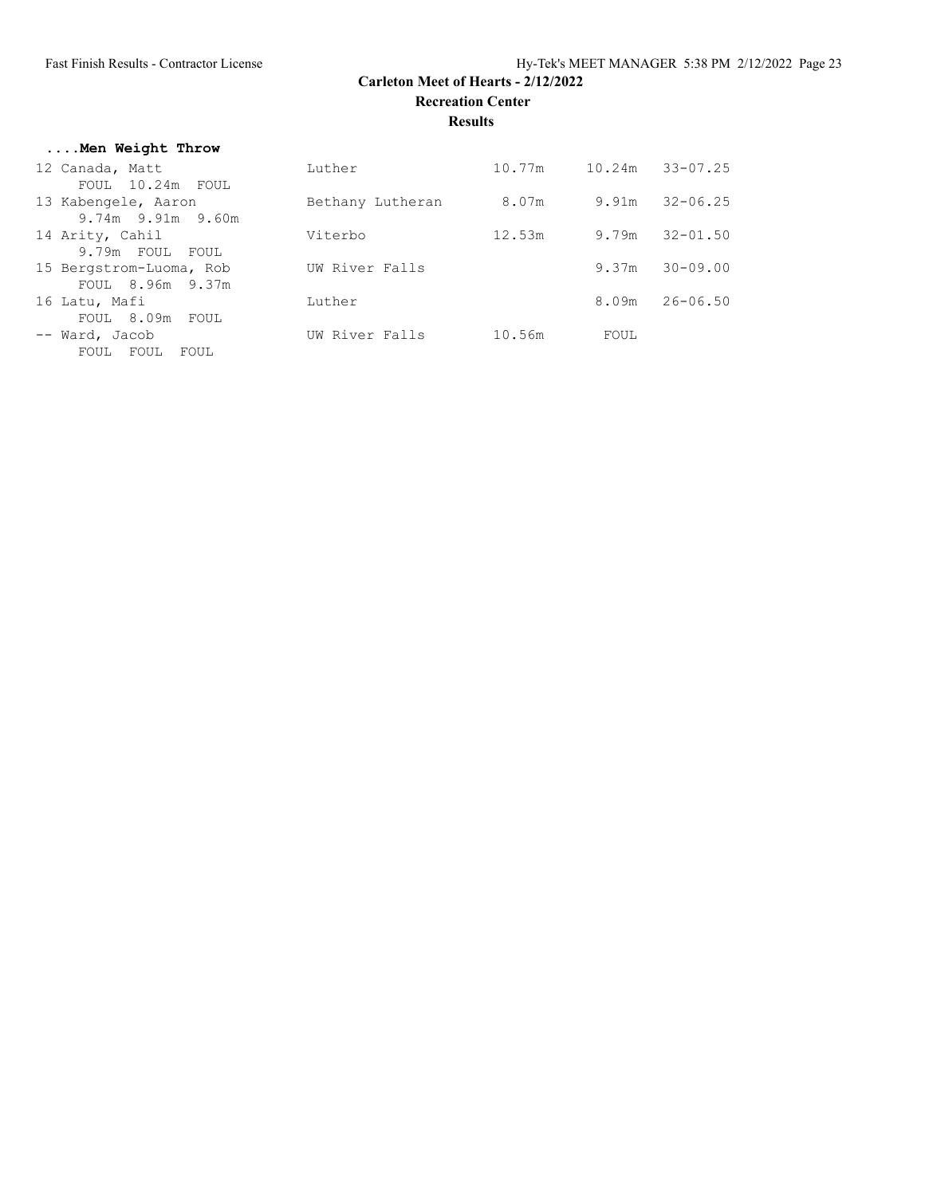Carleton Meet of Hearts - 2/12/2022

Recreation Center

Results

### ....Men Weight Throw

| | | | | | |
|---|---|---|---|---|---|
| 12 | Canada, Matt | Luther | 10.77m | 10.24m | 33-07.25 |
| | FOUL 10.24m FOUL | | | | |
| 13 | Kabengele, Aaron | Bethany Lutheran | 8.07m | 9.91m | 32-06.25 |
| | 9.74m 9.91m 9.60m | | | | |
| 14 | Arity, Cahil | Viterbo | 12.53m | 9.79m | 32-01.50 |
| | 9.79m FOUL FOUL | | | | |
| 15 | Bergstrom-Luoma, Rob | UW River Falls | | 9.37m | 30-09.00 |
| | FOUL 8.96m 9.37m | | | | |
| 16 | Latu, Mafi | Luther | | 8.09m | 26-06.50 |
| | FOUL 8.09m FOUL | | | | |
| -- | Ward, Jacob | UW River Falls | 10.56m | FOUL | |
| | FOUL FOUL FOUL | | | | |